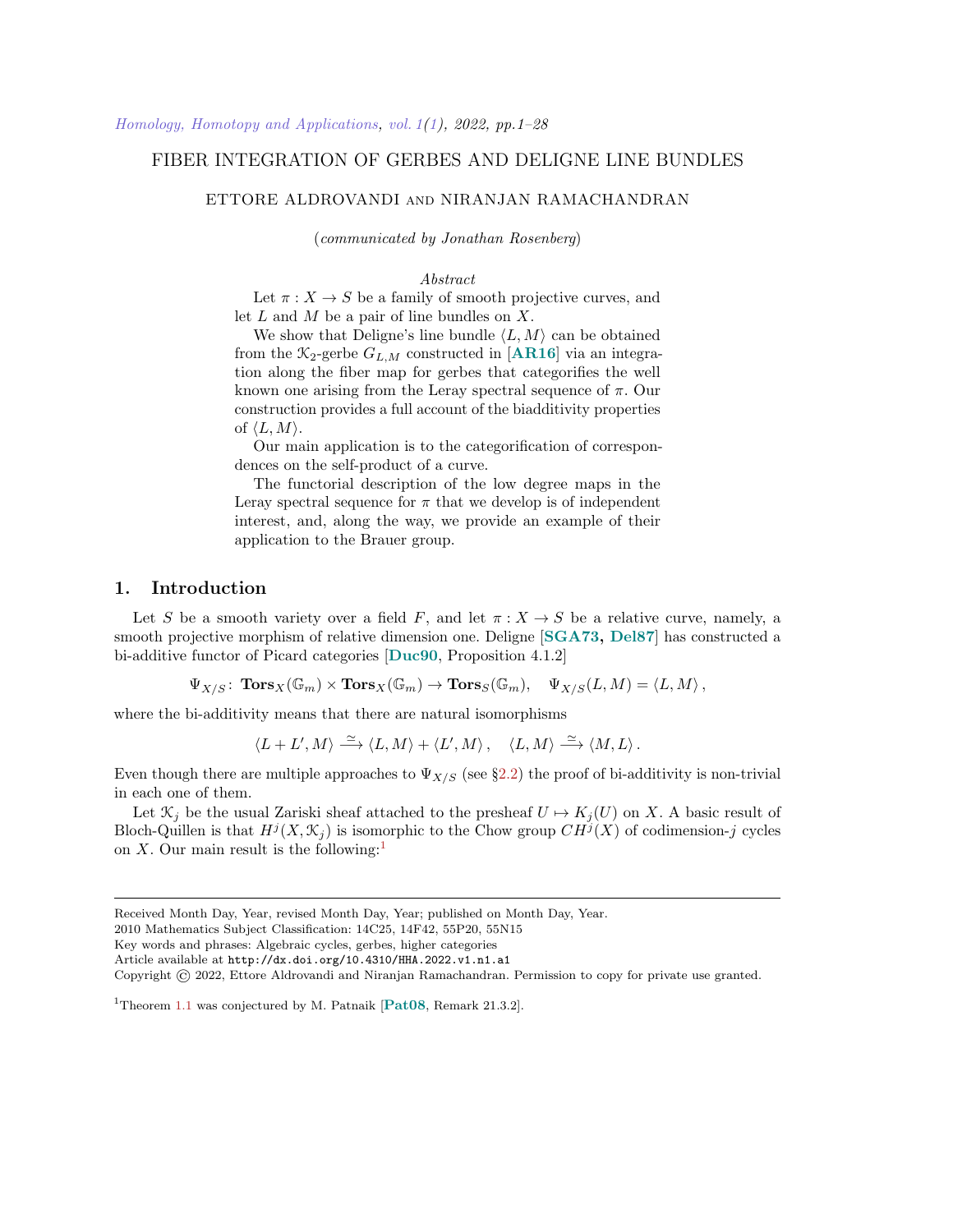# FIBER INTEGRATION OF GERBES AND DELIGNE LINE BUNDLES

ETTORE ALDROVANDI and NIRANJAN RAMACHANDRAN

(*communicated by Jonathan Rosenberg*)

*Abstract*

Let $\pi : X \to S$ be a family of smooth projective curves, and let $L$ and $M$ be a pair of line bundles on $X$.

We show that Deligne's line bundle $\langle L, M\rangle$ can be obtained from the $\mathcal{K}_2$-gerbe $G_{L,M}$ constructed in [**AR16**] via an integration along the fiber map for gerbes that categorifies the well known one arising from the Leray spectral sequence of $\pi$. Our construction provides a full account of the biadditivity properties of $\langle L, M\rangle$.

Our main application is to the categorification of correspondences on the self-product of a curve.

The functorial description of the low degree maps in the Leray spectral sequence for $\pi$ that we develop is of independent interest, and, along the way, we provide an example of their application to the Brauer group.

## 1. Introduction

Let $S$ be a smooth variety over a field $F$, and let $\pi : X \to S$ be a relative curve, namely, a smooth projective morphism of relative dimension one. Deligne [**SGA73, Del87**] has constructed a bi-additive functor of Picard categories [**Duc90**, Proposition 4.1.2]

$$\Psi_{X/S}\colon \ \mathbf{Tors}_X(\mathbb{G}_m) \times \mathbf{Tors}_X(\mathbb{G}_m) \to \mathbf{Tors}_S(\mathbb{G}_m), \quad \Psi_{X/S}(L, M) = \langle L, M\rangle\,,$$

where the bi-additivity means that there are natural isomorphisms

$$\langle L + L', M\rangle \xrightarrow{\simeq} \langle L, M\rangle + \langle L', M\rangle\,, \quad \langle L, M\rangle \xrightarrow{\simeq} \langle M, L\rangle\,.$$

Even though there are multiple approaches to $\Psi_{X/S}$ (see §2.2) the proof of bi-additivity is non-trivial in each one of them.

Let $\mathcal{K}_j$ be the usual Zariski sheaf attached to the presheaf $U \mapsto K_j(U)$ on $X$. A basic result of Bloch-Quillen is that $H^j(X, \mathcal{K}_j)$ is isomorphic to the Chow group $CH^j(X)$ of codimension-$j$ cycles on $X$. Our main result is the following:[1]

---

Received Month Day, Year, revised Month Day, Year; published on Month Day, Year.

2010 Mathematics Subject Classification: 14C25, 14F42, 55P20, 55N15

Key words and phrases: Algebraic cycles, gerbes, higher categories

Article available at http://dx.doi.org/10.4310/HHA.2022.v1.n1.a1

Copyright © 2022, Ettore Aldrovandi and Niranjan Ramachandran. Permission to copy for private use granted.

[1] Theorem 1.1 was conjectured by M. Patnaik [**Pat08**, Remark 21.3.2].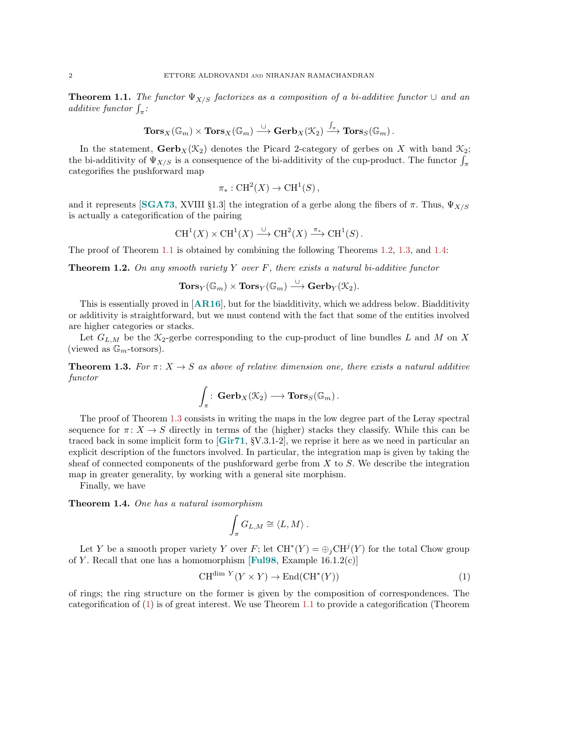**Theorem 1.1.** *The functor $\Psi_{X/S}$ factorizes as a composition of a bi-additive functor $\cup$ and an additive functor $\int_\pi$:*

$$\mathbf{Tors}_X(\mathbb{G}_m) \times \mathbf{Tors}_X(\mathbb{G}_m) \xrightarrow{\cup} \mathbf{Gerb}_X(\mathcal{K}_2) \xrightarrow{\int_\pi} \mathbf{Tors}_S(\mathbb{G}_m)\,.$$

In the statement, $\mathbf{Gerb}_X(\mathcal{K}_2)$ denotes the Picard 2-category of gerbes on $X$ with band $\mathcal{K}_2$; the bi-additivity of $\Psi_{X/S}$ is a consequence of the bi-additivity of the cup-product. The functor $\int_\pi$ categorifies the pushforward map

$$\pi_* : \mathrm{CH}^2(X) \to \mathrm{CH}^1(S)\,,$$

and it represents [**SGA73**, XVIII §1.3] the integration of a gerbe along the fibers of $\pi$. Thus, $\Psi_{X/S}$ is actually a categorification of the pairing

$$\mathrm{CH}^1(X) \times \mathrm{CH}^1(X) \xrightarrow{\cup} \mathrm{CH}^2(X) \xrightarrow{\pi_*} \mathrm{CH}^1(S)\,.$$

The proof of Theorem 1.1 is obtained by combining the following Theorems 1.2, 1.3, and 1.4:

**Theorem 1.2.** *On any smooth variety $Y$ over $F$, there exists a natural bi-additive functor*

$$\mathbf{Tors}_Y(\mathbb{G}_m) \times \mathbf{Tors}_Y(\mathbb{G}_m) \xrightarrow{\cup} \mathbf{Gerb}_Y(\mathcal{K}_2).$$

This is essentially proved in [**AR16**], but for the biadditivity, which we address below. Biadditivity or additivity is straightforward, but we must contend with the fact that some of the entities involved are higher categories or stacks.

Let $G_{L,M}$ be the $\mathcal{K}_2$-gerbe corresponding to the cup-product of line bundles $L$ and $M$ on $X$ (viewed as $\mathbb{G}_m$-torsors).

**Theorem 1.3.** *For $\pi\colon X \to S$ as above of relative dimension one, there exists a natural additive functor*

$$\int_\pi \colon \mathbf{Gerb}_X(\mathcal{K}_2) \longrightarrow \mathbf{Tors}_S(\mathbb{G}_m)\,.$$

The proof of Theorem 1.3 consists in writing the maps in the low degree part of the Leray spectral sequence for $\pi\colon X \to S$ directly in terms of the (higher) stacks they classify. While this can be traced back in some implicit form to [**Gir71**, §V.3.1-2], we reprise it here as we need in particular an explicit description of the functors involved. In particular, the integration map is given by taking the sheaf of connected components of the pushforward gerbe from $X$ to $S$. We describe the integration map in greater generality, by working with a general site morphism.

Finally, we have

**Theorem 1.4.** *One has a natural isomorphism*

$$\int_\pi G_{L,M} \cong \langle L, M\rangle\,.$$

Let $Y$ be a smooth proper variety $Y$ over $F$; let $\mathrm{CH}^*(Y) = \oplus_j \mathrm{CH}^j(Y)$ for the total Chow group of $Y$. Recall that one has a homomorphism [**Ful98**, Example 16.1.2(c)]

$$\mathrm{CH}^{\dim Y}(Y \times Y) \to \mathrm{End}(\mathrm{CH}^*(Y)) \tag{1}$$

of rings; the ring structure on the former is given by the composition of correspondences. The categorification of (1) is of great interest. We use Theorem 1.1 to provide a categorification (Theorem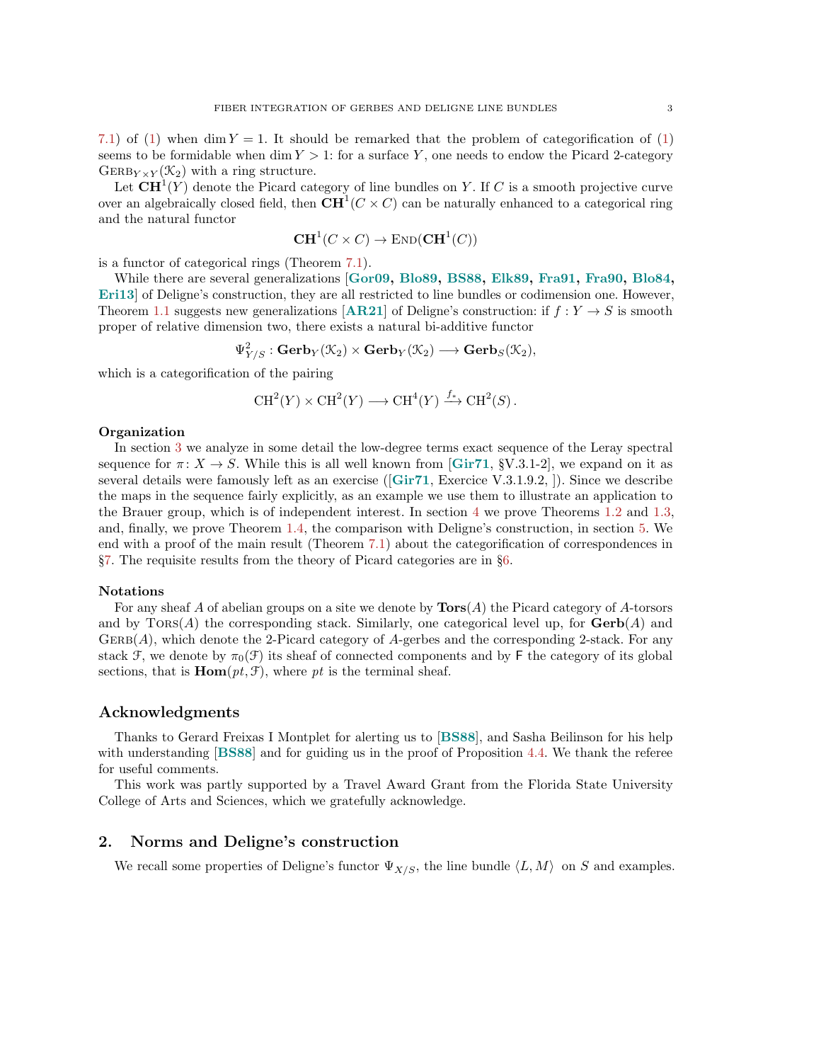7.1) of (1) when $\dim Y = 1$. It should be remarked that the problem of categorification of (1) seems to be formidable when $\dim Y > 1$: for a surface $Y$, one needs to endow the Picard 2-category $\mathrm{GERB}_{Y\times Y}(\mathcal{K}_2)$ with a ring structure.

Let $\mathbf{CH}^1(Y)$ denote the Picard category of line bundles on $Y$. If $C$ is a smooth projective curve over an algebraically closed field, then $\mathbf{CH}^1(C \times C)$ can be naturally enhanced to a categorical ring and the natural functor

$$\mathbf{CH}^1(C \times C) \to \mathrm{END}(\mathbf{CH}^1(C))$$

is a functor of categorical rings (Theorem 7.1).

While there are several generalizations [Gor09, Blo89, BS88, Elk89, Fra91, Fra90, Blo84, Eri13] of Deligne's construction, they are all restricted to line bundles or codimension one. However, Theorem 1.1 suggests new generalizations [AR21] of Deligne's construction: if $f : Y \to S$ is smooth proper of relative dimension two, there exists a natural bi-additive functor

$$\Psi^2_{Y/S} : \mathbf{Gerb}_Y(\mathcal{K}_2) \times \mathbf{Gerb}_Y(\mathcal{K}_2) \longrightarrow \mathbf{Gerb}_S(\mathcal{K}_2),$$

which is a categorification of the pairing

$$\mathrm{CH}^2(Y) \times \mathrm{CH}^2(Y) \longrightarrow \mathrm{CH}^4(Y) \xrightarrow{f_*} \mathrm{CH}^2(S)\,.$$

**Organization**

In section 3 we analyze in some detail the low-degree terms exact sequence of the Leray spectral sequence for $\pi\colon X \to S$. While this is all well known from [Gir71, §V.3.1-2], we expand on it as several details were famously left as an exercise ([Gir71, Exercice V.3.1.9.2, ]). Since we describe the maps in the sequence fairly explicitly, as an example we use them to illustrate an application to the Brauer group, which is of independent interest. In section 4 we prove Theorems 1.2 and 1.3, and, finally, we prove Theorem 1.4, the comparison with Deligne's construction, in section 5. We end with a proof of the main result (Theorem 7.1) about the categorification of correspondences in §7. The requisite results from the theory of Picard categories are in §6.

**Notations**

For any sheaf $A$ of abelian groups on a site we denote by $\mathbf{Tors}(A)$ the Picard category of $A$-torsors and by $\mathrm{TORS}(A)$ the corresponding stack. Similarly, one categorical level up, for $\mathbf{Gerb}(A)$ and $\mathrm{GERB}(A)$, which denote the 2-Picard category of $A$-gerbes and the corresponding 2-stack. For any stack $\mathcal{F}$, we denote by $\pi_0(\mathcal{F})$ its sheaf of connected components and by $\mathsf{F}$ the category of its global sections, that is $\mathbf{Hom}(pt, \mathcal{F})$, where $pt$ is the terminal sheaf.

## Acknowledgments

Thanks to Gerard Freixas I Montplet for alerting us to [BS88], and Sasha Beilinson for his help with understanding [BS88] and for guiding us in the proof of Proposition 4.4. We thank the referee for useful comments.

This work was partly supported by a Travel Award Grant from the Florida State University College of Arts and Sciences, which we gratefully acknowledge.

## 2. Norms and Deligne's construction

We recall some properties of Deligne's functor $\Psi_{X/S}$, the line bundle $\langle L, M\rangle$ on $S$ and examples.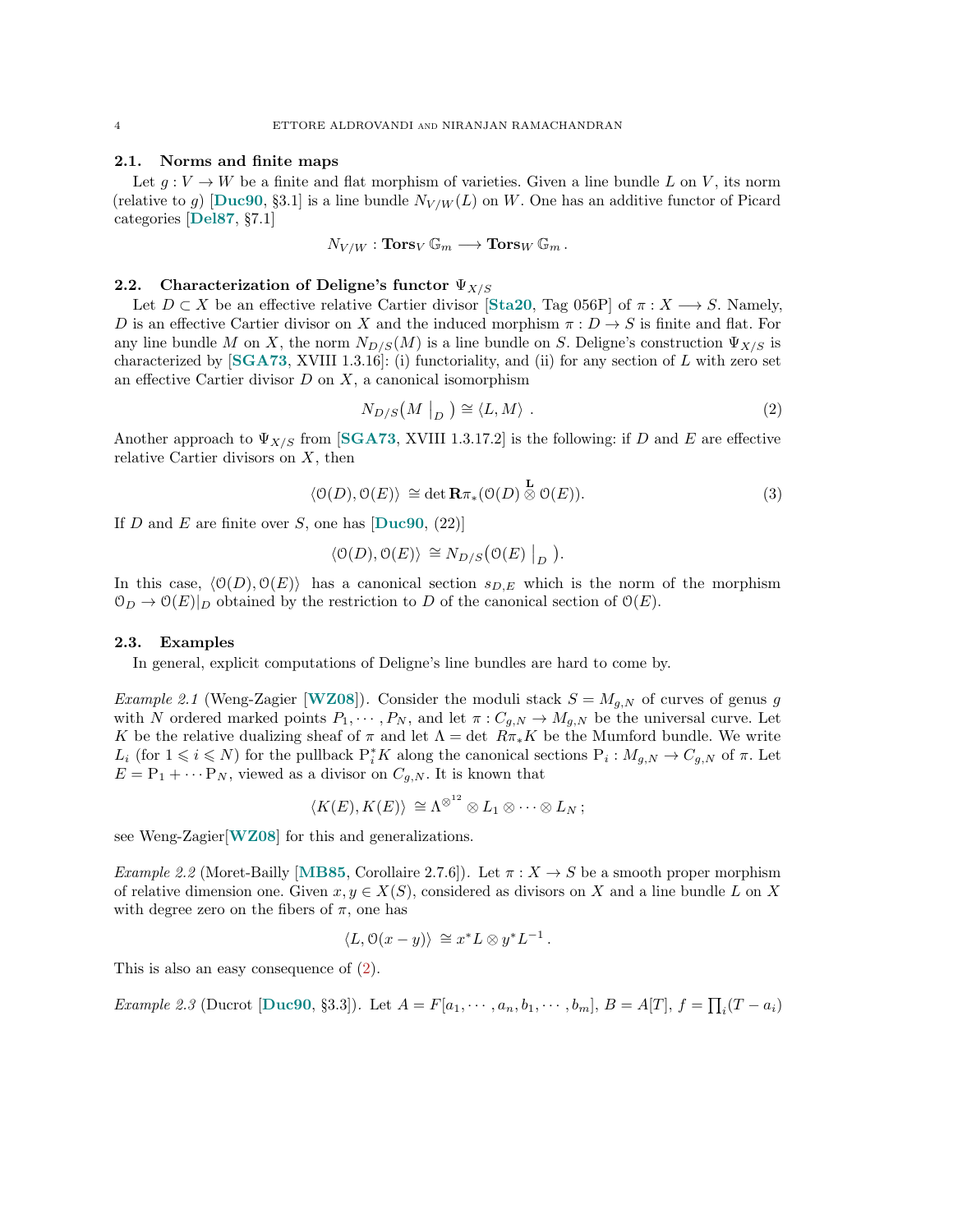### 2.1. Norms and finite maps

Let $g : V \to W$ be a finite and flat morphism of varieties. Given a line bundle $L$ on $V$, its norm (relative to $g$) [**Duc90**, §3.1] is a line bundle $N_{V/W}(L)$ on $W$. One has an additive functor of Picard categories [**Del87**, §7.1]

$$N_{V/W} : \mathbf{Tors}_V\, \mathbb{G}_m \longrightarrow \mathbf{Tors}_W\, \mathbb{G}_m\,.$$

### 2.2. Characterization of Deligne's functor $\Psi_{X/S}$

Let $D \subset X$ be an effective relative Cartier divisor [**Sta20**, Tag 056P] of $\pi : X \longrightarrow S$. Namely, $D$ is an effective Cartier divisor on $X$ and the induced morphism $\pi : D \to S$ is finite and flat. For any line bundle $M$ on $X$, the norm $N_{D/S}(M)$ is a line bundle on $S$. Deligne's construction $\Psi_{X/S}$ is characterized by [**SGA73**, XVIII 1.3.16]: (i) functoriality, and (ii) for any section of $L$ with zero set an effective Cartier divisor $D$ on $X$, a canonical isomorphism

$$N_{D/S}\big(M\,\big|_D\,\big) \cong \langle L, M\rangle\ . \tag{2}$$

Another approach to $\Psi_{X/S}$ from [**SGA73**, XVIII 1.3.17.2] is the following: if $D$ and $E$ are effective relative Cartier divisors on $X$, then

$$\langle \mathcal{O}(D), \mathcal{O}(E)\rangle \,\cong \det \mathbf{R}\pi_*(\mathcal{O}(D) \overset{\mathbf{L}}{\otimes} \mathcal{O}(E)). \tag{3}$$

If $D$ and $E$ are finite over $S$, one has [**Duc90**, (22)]

$$\langle \mathcal{O}(D), \mathcal{O}(E)\rangle \,\cong N_{D/S}\big(\mathcal{O}(E)\,\big|_D\,\big).$$

In this case, $\langle \mathcal{O}(D), \mathcal{O}(E)\rangle$ has a canonical section $s_{D,E}$ which is the norm of the morphism $\mathcal{O}_D \to \mathcal{O}(E)|_D$ obtained by the restriction to $D$ of the canonical section of $\mathcal{O}(E)$.

### 2.3. Examples

In general, explicit computations of Deligne's line bundles are hard to come by.

*Example 2.1* (Weng-Zagier [**WZ08**]). Consider the moduli stack $S = M_{g,N}$ of curves of genus $g$ with $N$ ordered marked points $P_1, \cdots, P_N$, and let $\pi : C_{g,N} \to M_{g,N}$ be the universal curve. Let $K$ be the relative dualizing sheaf of $\pi$ and let $\Lambda = \det\ R\pi_* K$ be the Mumford bundle. We write $L_i$ (for $1 \leqslant i \leqslant N$) for the pullback $\mathrm{P}_i^* K$ along the canonical sections $\mathrm{P}_i : M_{g,N} \to C_{g,N}$ of $\pi$. Let $E = \mathrm{P}_1 + \cdots \mathrm{P}_N$, viewed as a divisor on $C_{g,N}$. It is known that

$$\langle K(E), K(E)\rangle \,\cong \Lambda^{\otimes^{12}} \otimes L_1 \otimes \cdots \otimes L_N\,;$$

see Weng-Zagier[**WZ08**] for this and generalizations.

*Example 2.2* (Moret-Bailly [**MB85**, Corollaire 2.7.6]). Let $\pi : X \to S$ be a smooth proper morphism of relative dimension one. Given $x, y \in X(S)$, considered as divisors on $X$ and a line bundle $L$ on $X$ with degree zero on the fibers of $\pi$, one has

$$\langle L, \mathcal{O}(x - y)\rangle \,\cong x^* L \otimes y^* L^{-1}\,.$$

This is also an easy consequence of (2).

*Example 2.3* (Ducrot [**Duc90**, §3.3]). Let $A = F[a_1, \cdots, a_n, b_1, \cdots, b_m]$, $B = A[T]$, $f = \prod_i (T - a_i)$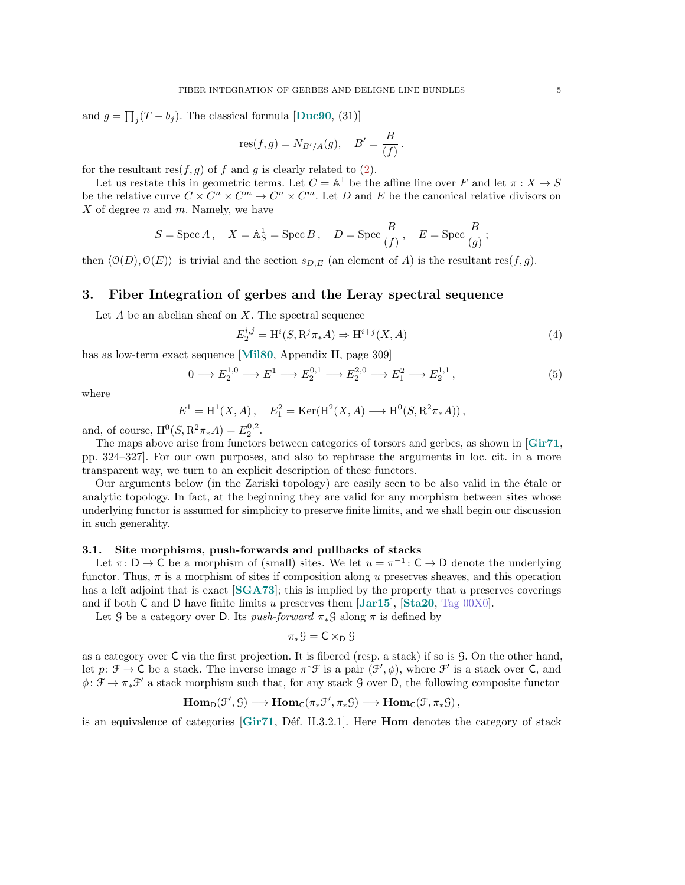and $g = \prod_j (T - b_j)$. The classical formula [**Duc90**, (31)]

$$\operatorname{res}(f, g) = N_{B'/A}(g), \quad B' = \frac{B}{(f)}.$$

for the resultant $\operatorname{res}(f, g)$ of $f$ and $g$ is clearly related to (2).

Let us restate this in geometric terms. Let $C = \mathbb{A}^1$ be the affine line over $F$ and let $\pi : X \to S$ be the relative curve $C \times C^n \times C^m \to C^n \times C^m$. Let $D$ and $E$ be the canonical relative divisors on $X$ of degree $n$ and $m$. Namely, we have

$$S = \operatorname{Spec} A\,, \quad X = \mathbb{A}^1_S = \operatorname{Spec} B\,, \quad D = \operatorname{Spec} \frac{B}{(f)}\,, \quad E = \operatorname{Spec} \frac{B}{(g)}\,;$$

then $\langle \mathcal{O}(D), \mathcal{O}(E) \rangle$ is trivial and the section $s_{D,E}$ (an element of $A$) is the resultant $\operatorname{res}(f, g)$.

## 3. Fiber Integration of gerbes and the Leray spectral sequence

Let $A$ be an abelian sheaf on $X$. The spectral sequence

$$E_2^{i,j} = \mathrm{H}^i(S, \mathrm{R}^j \pi_* A) \Rightarrow \mathrm{H}^{i+j}(X, A) \tag{4}$$

has as low-term exact sequence [**Mil80**, Appendix II, page 309]

$$0 \longrightarrow E_2^{1,0} \longrightarrow E^1 \longrightarrow E_2^{0,1} \longrightarrow E_2^{2,0} \longrightarrow E_1^2 \longrightarrow E_2^{1,1}\,, \tag{5}$$

where

$$E^1 = \mathrm{H}^1(X, A)\,, \quad E_1^2 = \operatorname{Ker}(\mathrm{H}^2(X, A) \longrightarrow \mathrm{H}^0(S, \mathrm{R}^2 \pi_* A))\,,$$

and, of course, $\mathrm{H}^0(S, \mathrm{R}^2 \pi_* A) = E_2^{0,2}$.

The maps above arise from functors between categories of torsors and gerbes, as shown in [**Gir71**, pp. 324–327]. For our own purposes, and also to rephrase the arguments in loc. cit. in a more transparent way, we turn to an explicit description of these functors.

Our arguments below (in the Zariski topology) are easily seen to be also valid in the étale or analytic topology. In fact, at the beginning they are valid for any morphism between sites whose underlying functor is assumed for simplicity to preserve finite limits, and we shall begin our discussion in such generality.

### 3.1. Site morphisms, push-forwards and pullbacks of stacks

Let $\pi \colon \mathsf{D} \to \mathsf{C}$ be a morphism of (small) sites. We let $u = \pi^{-1} \colon \mathsf{C} \to \mathsf{D}$ denote the underlying functor. Thus, $\pi$ is a morphism of sites if composition along $u$ preserves sheaves, and this operation has a left adjoint that is exact [**SGA73**]; this is implied by the property that $u$ preserves coverings and if both $\mathsf{C}$ and $\mathsf{D}$ have finite limits $u$ preserves them [**Jar15**], [**Sta20**, Tag 00X0].

Let $\mathcal{G}$ be a category over $\mathsf{D}$. Its *push-forward* $\pi_* \mathcal{G}$ along $\pi$ is defined by

$$\pi_* \mathcal{G} = \mathsf{C} \times_{\mathsf{D}} \mathcal{G}$$

as a category over $\mathsf{C}$ via the first projection. It is fibered (resp. a stack) if so is $\mathcal{G}$. On the other hand, let $p \colon \mathcal{F} \to \mathsf{C}$ be a stack. The inverse image $\pi^* \mathcal{F}$ is a pair $(\mathcal{F}', \phi)$, where $\mathcal{F}'$ is a stack over $\mathsf{C}$, and $\phi \colon \mathcal{F} \to \pi_* \mathcal{F}'$ a stack morphism such that, for any stack $\mathcal{G}$ over $\mathsf{D}$, the following composite functor

$$\mathbf{Hom}_{\mathsf{D}}(\mathcal{F}', \mathcal{G}) \longrightarrow \mathbf{Hom}_{\mathsf{C}}(\pi_* \mathcal{F}', \pi_* \mathcal{G}) \longrightarrow \mathbf{Hom}_{\mathsf{C}}(\mathcal{F}, \pi_* \mathcal{G})\,,$$

is an equivalence of categories [**Gir71**, Déf. II.3.2.1]. Here **Hom** denotes the category of stack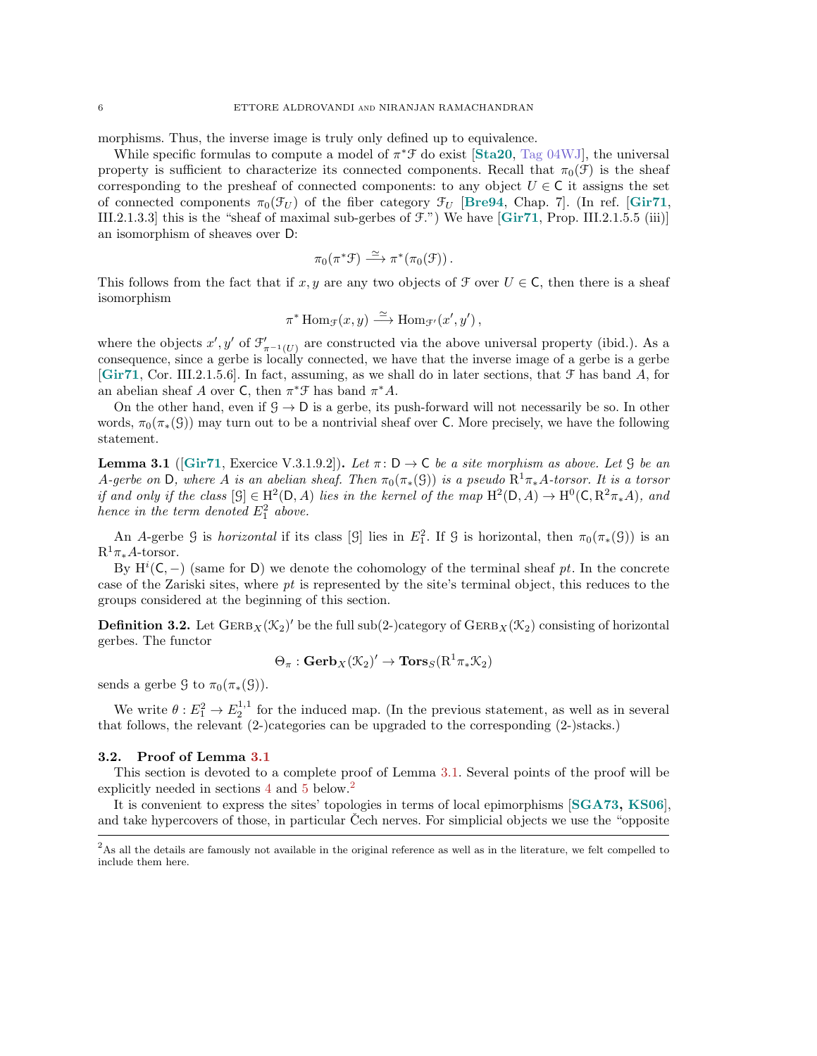morphisms. Thus, the inverse image is truly only defined up to equivalence.

While specific formulas to compute a model of $\pi^*\mathcal{F}$ do exist [**Sta20**, Tag 04WJ], the universal property is sufficient to characterize its connected components. Recall that $\pi_0(\mathcal{F})$ is the sheaf corresponding to the presheaf of connected components: to any object $U \in \mathsf{C}$ it assigns the set of connected components $\pi_0(\mathcal{F}_U)$ of the fiber category $\mathcal{F}_U$ [**Bre94**, Chap. 7]. (In ref. [**Gir71**, III.2.1.3.3] this is the "sheaf of maximal sub-gerbes of $\mathcal{F}$.") We have [**Gir71**, Prop. III.2.1.5.5 (iii)] an isomorphism of sheaves over $\mathsf{D}$:

$$\pi_0(\pi^*\mathcal{F}) \xrightarrow{\simeq} \pi^*(\pi_0(\mathcal{F}))\,.$$

This follows from the fact that if $x, y$ are any two objects of $\mathcal{F}$ over $U \in \mathsf{C}$, then there is a sheaf isomorphism

$$\pi^* \operatorname{Hom}_{\mathcal{F}}(x, y) \xrightarrow{\simeq} \operatorname{Hom}_{\mathcal{F}'}(x', y')\,,$$

where the objects $x', y'$ of $\mathcal{F}'_{\pi^{-1}(U)}$ are constructed via the above universal property (ibid.). As a consequence, since a gerbe is locally connected, we have that the inverse image of a gerbe is a gerbe [**Gir71**, Cor. III.2.1.5.6]. In fact, assuming, as we shall do in later sections, that $\mathcal{F}$ has band $A$, for an abelian sheaf $A$ over $\mathsf{C}$, then $\pi^*\mathcal{F}$ has band $\pi^*A$.

On the other hand, even if $\mathcal{G} \to \mathsf{D}$ is a gerbe, its push-forward will not necessarily be so. In other words, $\pi_0(\pi_*(\mathcal{G}))$ may turn out to be a nontrivial sheaf over $\mathsf{C}$. More precisely, we have the following statement.

**Lemma 3.1** ([**Gir71**, Exercice V.3.1.9.2])**.** *Let $\pi \colon \mathsf{D} \to \mathsf{C}$ be a site morphism as above. Let $\mathcal{G}$ be an $A$-gerbe on $\mathsf{D}$, where $A$ is an abelian sheaf. Then $\pi_0(\pi_*(\mathcal{G}))$ is a pseudo $\mathrm{R}^1\pi_*A$-torsor. It is a torsor if and only if the class $[\mathcal{G}] \in \mathrm{H}^2(\mathsf{D}, A)$ lies in the kernel of the map $\mathrm{H}^2(\mathsf{D}, A) \to \mathrm{H}^0(\mathsf{C}, \mathrm{R}^2\pi_*A)$, and hence in the term denoted $E^2_1$ above.*

An $A$-gerbe $\mathcal{G}$ is *horizontal* if its class $[\mathcal{G}]$ lies in $E^2_1$. If $\mathcal{G}$ is horizontal, then $\pi_0(\pi_*(\mathcal{G}))$ is an $\mathrm{R}^1\pi_*A$-torsor.

By $\mathrm{H}^i(\mathsf{C}, -)$ (same for $\mathsf{D}$) we denote the cohomology of the terminal sheaf $pt$. In the concrete case of the Zariski sites, where $pt$ is represented by the site's terminal object, this reduces to the groups considered at the beginning of this section.

**Definition 3.2.** Let $\mathrm{GERB}_X(\mathcal{K}_2)'$ be the full sub(2-)category of $\mathrm{GERB}_X(\mathcal{K}_2)$ consisting of horizontal gerbes. The functor

$$\Theta_\pi : \mathbf{Gerb}_X(\mathcal{K}_2)' \to \mathbf{Tors}_S(\mathrm{R}^1\pi_*\mathcal{K}_2)$$

sends a gerbe $\mathcal{G}$ to $\pi_0(\pi_*(\mathcal{G}))$.

We write $\theta : E^2_1 \to E^{1,1}_2$ for the induced map. (In the previous statement, as well as in several that follows, the relevant (2-)categories can be upgraded to the corresponding (2-)stacks.)

### 3.2. Proof of Lemma 3.1

This section is devoted to a complete proof of Lemma 3.1. Several points of the proof will be explicitly needed in sections 4 and 5 below.[2]

It is convenient to express the sites' topologies in terms of local epimorphisms [**SGA73**, **KS06**], and take hypercovers of those, in particular Čech nerves. For simplicial objects we use the "opposite

[2] As all the details are famously not available in the original reference as well as in the literature, we felt compelled to include them here.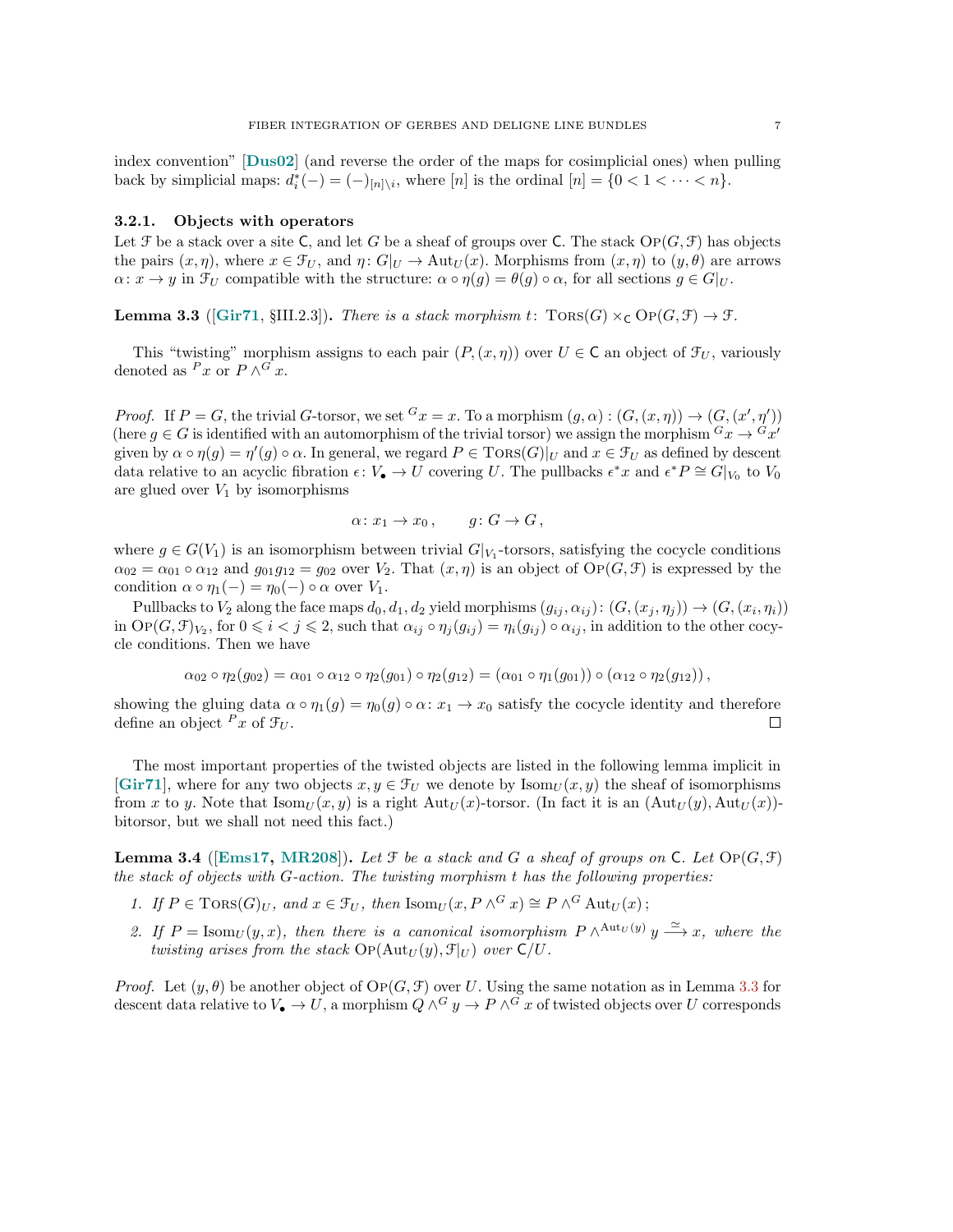index convention" [**Dus02**] (and reverse the order of the maps for cosimplicial ones) when pulling back by simplicial maps: $d_i^*(-) = (-)_{[n]\setminus i}$, where $[n]$ is the ordinal $[n] = \{0 < 1 < \cdots < n\}$.

### 3.2.1. Objects with operators

Let $\mathcal{F}$ be a stack over a site $\mathsf{C}$, and let $G$ be a sheaf of groups over $\mathsf{C}$. The stack $\mathrm{O}\mathrm{P}(G, \mathcal{F})$ has objects the pairs $(x, \eta)$, where $x \in \mathcal{F}_U$, and $\eta \colon G|_U \to \mathrm{Aut}_U(x)$. Morphisms from $(x, \eta)$ to $(y, \theta)$ are arrows $\alpha \colon x \to y$ in $\mathcal{F}_U$ compatible with the structure: $\alpha \circ \eta(g) = \theta(g) \circ \alpha$, for all sections $g \in G|_U$.

**Lemma 3.3** ([**Gir71**, §III.2.3])**.** *There is a stack morphism $t\colon\ \mathrm{T}\mathrm{ORS}(G) \times_{\mathsf{C}} \mathrm{O}\mathrm{P}(G, \mathcal{F}) \to \mathcal{F}$.*

This "twisting" morphism assigns to each pair $(P, (x, \eta))$ over $U \in \mathsf{C}$ an object of $\mathcal{F}_U$, variously denoted as ${}^P x$ or $P \wedge^G x$.

*Proof.* If $P = G$, the trivial $G$-torsor, we set ${}^G x = x$. To a morphism $(g, \alpha) : (G, (x, \eta)) \to (G, (x', \eta'))$ (here $g \in G$ is identified with an automorphism of the trivial torsor) we assign the morphism ${}^G x \to {}^G x'$ given by $\alpha \circ \eta(g) = \eta'(g) \circ \alpha$. In general, we regard $P \in \mathrm{T}\mathrm{ORS}(G)|_U$ and $x \in \mathcal{F}_U$ as defined by descent data relative to an acyclic fibration $\epsilon \colon V_\bullet \to U$ covering $U$. The pullbacks $\epsilon^* x$ and $\epsilon^* P \cong G|_{V_0}$ to $V_0$ are glued over $V_1$ by isomorphisms

$$\alpha \colon x_1 \to x_0 \,, \qquad g \colon G \to G \,,$$

where $g \in G(V_1)$ is an isomorphism between trivial $G|_{V_1}$-torsors, satisfying the cocycle conditions $\alpha_{02} = \alpha_{01} \circ \alpha_{12}$ and $g_{01} g_{12} = g_{02}$ over $V_2$. That $(x, \eta)$ is an object of $\mathrm{O}\mathrm{P}(G, \mathcal{F})$ is expressed by the condition $\alpha \circ \eta_1(-) = \eta_0(-) \circ \alpha$ over $V_1$.

Pullbacks to $V_2$ along the face maps $d_0, d_1, d_2$ yield morphisms $(g_{ij}, \alpha_{ij}) \colon (G, (x_j, \eta_j)) \to (G, (x_i, \eta_i))$ in $\mathrm{O}\mathrm{P}(G, \mathcal{F})_{V_2}$, for $0 \leqslant i < j \leqslant 2$, such that $\alpha_{ij} \circ \eta_j(g_{ij}) = \eta_i(g_{ij}) \circ \alpha_{ij}$, in addition to the other cocycle conditions. Then we have

$$\alpha_{02} \circ \eta_2(g_{02}) = \alpha_{01} \circ \alpha_{12} \circ \eta_2(g_{01}) \circ \eta_2(g_{12}) = (\alpha_{01} \circ \eta_1(g_{01})) \circ (\alpha_{12} \circ \eta_2(g_{12})) \,,$$

showing the gluing data $\alpha \circ \eta_1(g) = \eta_0(g) \circ \alpha \colon x_1 \to x_0$ satisfy the cocycle identity and therefore define an object ${}^P x$ of $\mathcal{F}_U$. $\square$

The most important properties of the twisted objects are listed in the following lemma implicit in [**Gir71**], where for any two objects $x, y \in \mathcal{F}_U$ we denote by $\mathrm{Isom}_U(x, y)$ the sheaf of isomorphisms from $x$ to $y$. Note that $\mathrm{Isom}_U(x, y)$ is a right $\mathrm{Aut}_U(x)$-torsor. (In fact it is an $(\mathrm{Aut}_U(y), \mathrm{Aut}_U(x))$-bitorsor, but we shall not need this fact.)

**Lemma 3.4** ([**Ems17**, **MR208**])**.** *Let $\mathcal{F}$ be a stack and $G$ a sheaf of groups on $\mathsf{C}$. Let $\mathrm{O}\mathrm{P}(G, \mathcal{F})$ the stack of objects with $G$-action. The twisting morphism $t$ has the following properties:*

1. *If $P \in \mathrm{T}\mathrm{ORS}(G)_U$, and $x \in \mathcal{F}_U$, then $\mathrm{Isom}_U(x, P \wedge^G x) \cong P \wedge^G \mathrm{Aut}_U(x)$;*
2. *If $P = \mathrm{Isom}_U(y, x)$, then there is a canonical isomorphism $P \wedge^{\mathrm{Aut}_U(y)} y \xrightarrow{\simeq} x$, where the twisting arises from the stack $\mathrm{O}\mathrm{P}(\mathrm{Aut}_U(y), \mathcal{F}|_U)$ over $\mathsf{C}/U$.*

*Proof.* Let $(y, \theta)$ be another object of $\mathrm{O}\mathrm{P}(G, \mathcal{F})$ over $U$. Using the same notation as in Lemma 3.3 for descent data relative to $V_\bullet \to U$, a morphism $Q \wedge^G y \to P \wedge^G x$ of twisted objects over $U$ corresponds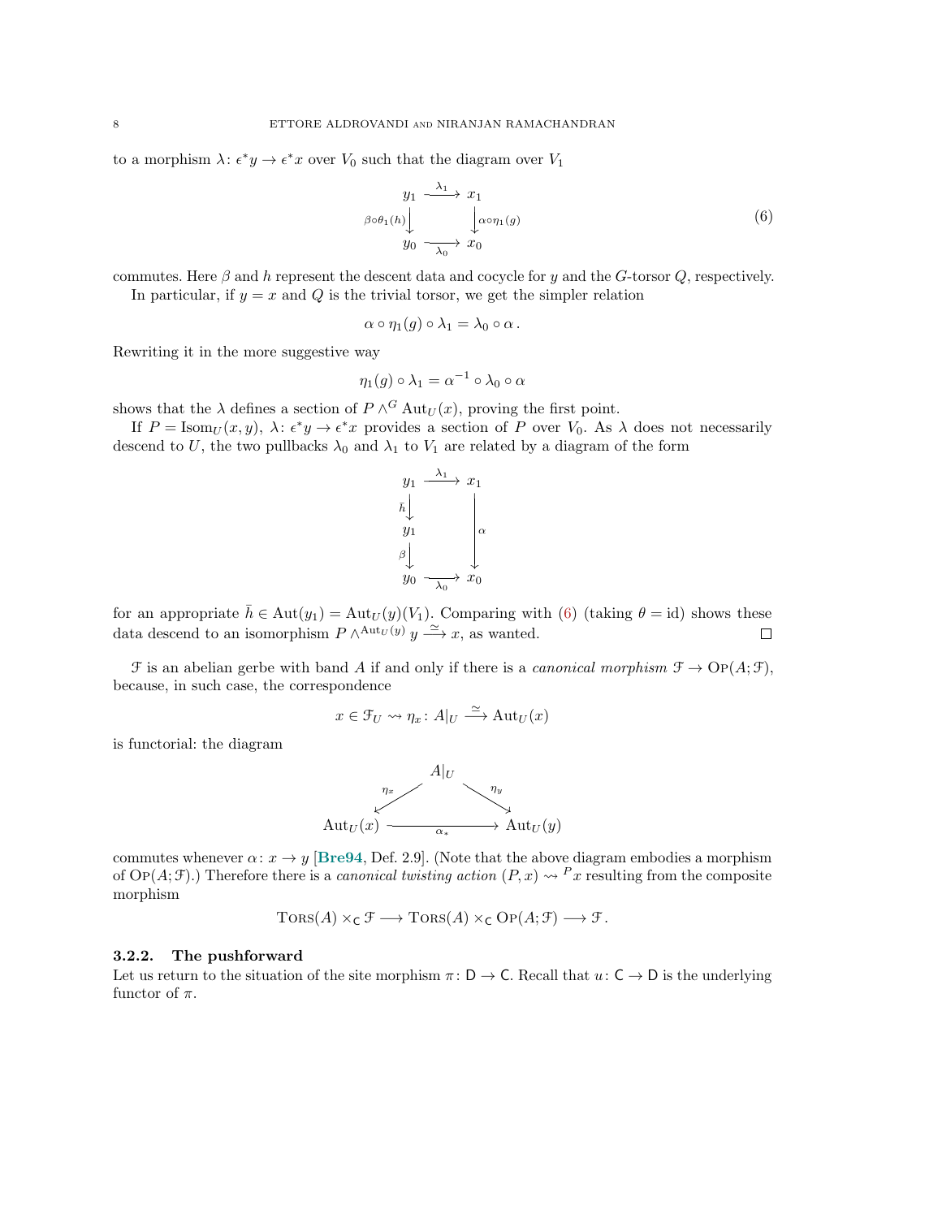to a morphism $\lambda\colon \epsilon^* y \to \epsilon^* x$ over $V_0$ such that the diagram over $V_1$

$$
\begin{array}{ccc}
y_1 & \xrightarrow{\lambda_1} & x_1 \\
{\scriptstyle \beta\circ\theta_1(h)}\downarrow & & \downarrow{\scriptstyle \alpha\circ\eta_1(g)} \\
y_0 & \xrightarrow[\lambda_0]{} & x_0
\end{array}
\tag{6}
$$

commutes. Here $\beta$ and $h$ represent the descent data and cocycle for $y$ and the $G$-torsor $Q$, respectively.

In particular, if $y = x$ and $Q$ is the trivial torsor, we get the simpler relation

$$\alpha \circ \eta_1(g) \circ \lambda_1 = \lambda_0 \circ \alpha\,.$$

Rewriting it in the more suggestive way

$$\eta_1(g) \circ \lambda_1 = \alpha^{-1} \circ \lambda_0 \circ \alpha$$

shows that the $\lambda$ defines a section of $P \wedge^G \mathrm{Aut}_U(x)$, proving the first point.

If $P = \mathrm{Isom}_U(x, y)$, $\lambda\colon \epsilon^* y \to \epsilon^* x$ provides a section of $P$ over $V_0$. As $\lambda$ does not necessarily descend to $U$, the two pullbacks $\lambda_0$ and $\lambda_1$ to $V_1$ are related by a diagram of the form

$$
\begin{array}{ccc}
y_1 & \xrightarrow{\lambda_1} & x_1 \\
{\scriptstyle \bar h}\downarrow & & \\
y_1 & & \downarrow{\scriptstyle \alpha} \\
{\scriptstyle \beta}\downarrow & & \\
y_0 & \xrightarrow[\lambda_0]{} & x_0
\end{array}
$$

for an appropriate $\bar h \in \mathrm{Aut}(y_1) = \mathrm{Aut}_U(y)(V_1)$. Comparing with (6) (taking $\theta = \mathrm{id}$) shows these data descend to an isomorphism $P \wedge^{\mathrm{Aut}_U(y)} y \xrightarrow{\simeq} x$, as wanted. □

$\mathcal{F}$ is an abelian gerbe with band $A$ if and only if there is a *canonical morphism* $\mathcal{F} \to \mathrm{OP}(A; \mathcal{F})$, because, in such case, the correspondence

$$x \in \mathcal{F}_U \rightsquigarrow \eta_x\colon A|_U \xrightarrow{\simeq} \mathrm{Aut}_U(x)$$

is functorial: the diagram

$$
\begin{array}{ccccc}
 & & A|_U & & \\
 & {\scriptstyle \eta_x}\swarrow & & \searrow{\scriptstyle \eta_y} & \\
\mathrm{Aut}_U(x) & & \xrightarrow[\alpha_*]{} & & \mathrm{Aut}_U(y)
\end{array}
$$

commutes whenever $\alpha\colon x \to y$ [Bre94, Def. 2.9]. (Note that the above diagram embodies a morphism of $\mathrm{OP}(A; \mathcal{F})$.) Therefore there is a *canonical twisting action* $(P, x) \rightsquigarrow {}^P x$ resulting from the composite morphism

$$\mathrm{TORS}(A) \times_{\mathsf{C}} \mathcal{F} \longrightarrow \mathrm{TORS}(A) \times_{\mathsf{C}} \mathrm{OP}(A; \mathcal{F}) \longrightarrow \mathcal{F}\,.$$

### 3.2.2. The pushforward

Let us return to the situation of the site morphism $\pi\colon \mathsf{D} \to \mathsf{C}$. Recall that $u\colon \mathsf{C} \to \mathsf{D}$ is the underlying functor of $\pi$.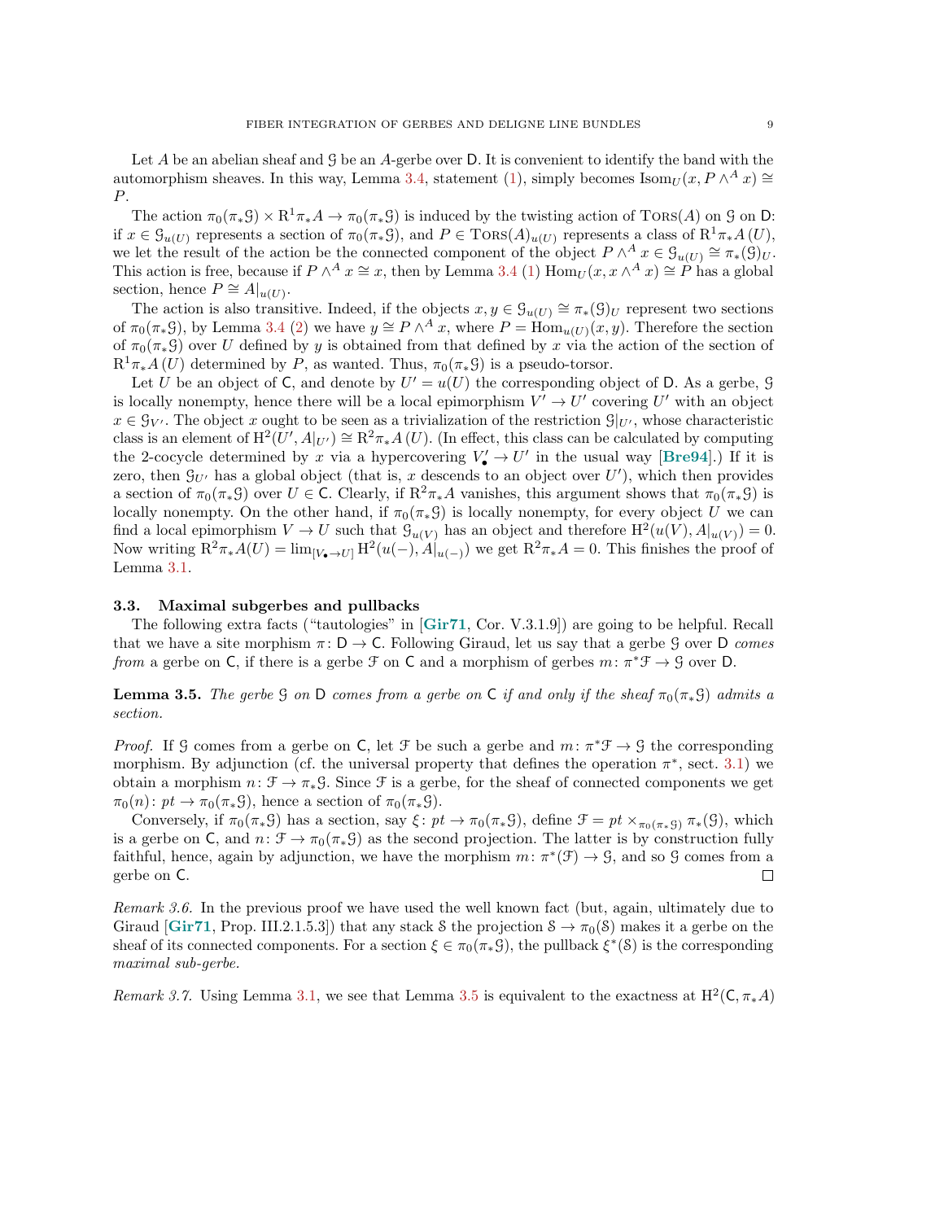Let $A$ be an abelian sheaf and $\mathcal{G}$ be an $A$-gerbe over $\mathsf{D}$. It is convenient to identify the band with the automorphism sheaves. In this way, Lemma 3.4, statement (1), simply becomes $\mathrm{Isom}_U(x, P \wedge^A x) \cong P$.

The action $\pi_0(\pi_*\mathcal{G}) \times \mathrm{R}^1\pi_* A \to \pi_0(\pi_*\mathcal{G})$ is induced by the twisting action of $\mathrm{TORS}(A)$ on $\mathcal{G}$ on $\mathsf{D}$: if $x \in \mathcal{G}_{u(U)}$ represents a section of $\pi_0(\pi_*\mathcal{G})$, and $P \in \mathrm{TORS}(A)_{u(U)}$ represents a class of $\mathrm{R}^1\pi_* A\,(U)$, we let the result of the action be the connected component of the object $P \wedge^A x \in \mathcal{G}_{u(U)} \cong \pi_*(\mathcal{G})_U$. This action is free, because if $P \wedge^A x \cong x$, then by Lemma 3.4 (1) $\mathrm{Hom}_U(x, x \wedge^A x) \cong P$ has a global section, hence $P \cong A|_{u(U)}$.

The action is also transitive. Indeed, if the objects $x, y \in \mathcal{G}_{u(U)} \cong \pi_*(\mathcal{G})_U$ represent two sections of $\pi_0(\pi_*\mathcal{G})$, by Lemma 3.4 (2) we have $y \cong P \wedge^A x$, where $P = \mathrm{Hom}_{u(U)}(x, y)$. Therefore the section of $\pi_0(\pi_*\mathcal{G})$ over $U$ defined by $y$ is obtained from that defined by $x$ via the action of the section of $\mathrm{R}^1\pi_* A\,(U)$ determined by $P$, as wanted. Thus, $\pi_0(\pi_*\mathcal{G})$ is a pseudo-torsor.

Let $U$ be an object of $\mathsf{C}$, and denote by $U' = u(U)$ the corresponding object of $\mathsf{D}$. As a gerbe, $\mathcal{G}$ is locally nonempty, hence there will be a local epimorphism $V' \to U'$ covering $U'$ with an object $x \in \mathcal{G}_{V'}$. The object $x$ ought to be seen as a trivialization of the restriction $\mathcal{G}|_{U'}$, whose characteristic class is an element of $\mathrm{H}^2(U', A|_{U'}) \cong \mathrm{R}^2\pi_* A\,(U)$. (In effect, this class can be calculated by computing the 2-cocycle determined by $x$ via a hypercovering $V'_\bullet \to U'$ in the usual way [Bre94].) If it is zero, then $\mathcal{G}_{U'}$ has a global object (that is, $x$ descends to an object over $U'$), which then provides a section of $\pi_0(\pi_*\mathcal{G})$ over $U \in \mathsf{C}$. Clearly, if $\mathrm{R}^2\pi_* A$ vanishes, this argument shows that $\pi_0(\pi_*\mathcal{G})$ is locally nonempty. On the other hand, if $\pi_0(\pi_*\mathcal{G})$ is locally nonempty, for every object $U$ we can find a local epimorphism $V \to U$ such that $\mathcal{G}_{u(V)}$ has an object and therefore $\mathrm{H}^2(u(V), A|_{u(V)}) = 0$. Now writing $\mathrm{R}^2\pi_* A(U) = \lim_{[V_\bullet \to U]} \mathrm{H}^2(u(-), A|_{u(-)})$ we get $\mathrm{R}^2\pi_* A = 0$. This finishes the proof of Lemma 3.1.

### 3.3. Maximal subgerbes and pullbacks

The following extra facts ("tautologies" in [Gir71, Cor. V.3.1.9]) are going to be helpful. Recall that we have a site morphism $\pi\colon \mathsf{D} \to \mathsf{C}$. Following Giraud, let us say that a gerbe $\mathcal{G}$ over $\mathsf{D}$ *comes from* a gerbe on $\mathsf{C}$, if there is a gerbe $\mathcal{F}$ on $\mathsf{C}$ and a morphism of gerbes $m\colon \pi^*\mathcal{F} \to \mathcal{G}$ over $\mathsf{D}$.

**Lemma 3.5.** *The gerbe $\mathcal{G}$ on $\mathsf{D}$ comes from a gerbe on $\mathsf{C}$ if and only if the sheaf $\pi_0(\pi_*\mathcal{G})$ admits a section.*

*Proof.* If $\mathcal{G}$ comes from a gerbe on $\mathsf{C}$, let $\mathcal{F}$ be such a gerbe and $m\colon \pi^*\mathcal{F} \to \mathcal{G}$ the corresponding morphism. By adjunction (cf. the universal property that defines the operation $\pi^*$, sect. 3.1) we obtain a morphism $n\colon \mathcal{F} \to \pi_*\mathcal{G}$. Since $\mathcal{F}$ is a gerbe, for the sheaf of connected components we get $\pi_0(n)\colon pt \to \pi_0(\pi_*\mathcal{G})$, hence a section of $\pi_0(\pi_*\mathcal{G})$.

Conversely, if $\pi_0(\pi_*\mathcal{G})$ has a section, say $\xi\colon pt \to \pi_0(\pi_*\mathcal{G})$, define $\mathcal{F} = pt \times_{\pi_0(\pi_*\mathcal{G})} \pi_*(\mathcal{G})$, which is a gerbe on $\mathsf{C}$, and $n\colon \mathcal{F} \to \pi_0(\pi_*\mathcal{G})$ as the second projection. The latter is by construction fully faithful, hence, again by adjunction, we have the morphism $m\colon \pi^*(\mathcal{F}) \to \mathcal{G}$, and so $\mathcal{G}$ comes from a gerbe on $\mathsf{C}$. $\square$

*Remark 3.6.* In the previous proof we have used the well known fact (but, again, ultimately due to Giraud [Gir71, Prop. III.2.1.5.3]) that any stack $\mathcal{S}$ the projection $\mathcal{S} \to \pi_0(\mathcal{S})$ makes it a gerbe on the sheaf of its connected components. For a section $\xi \in \pi_0(\pi_*\mathcal{G})$, the pullback $\xi^*(\mathcal{S})$ is the corresponding *maximal sub-gerbe.*

*Remark 3.7.* Using Lemma 3.1, we see that Lemma 3.5 is equivalent to the exactness at $\mathrm{H}^2(\mathsf{C}, \pi_* A)$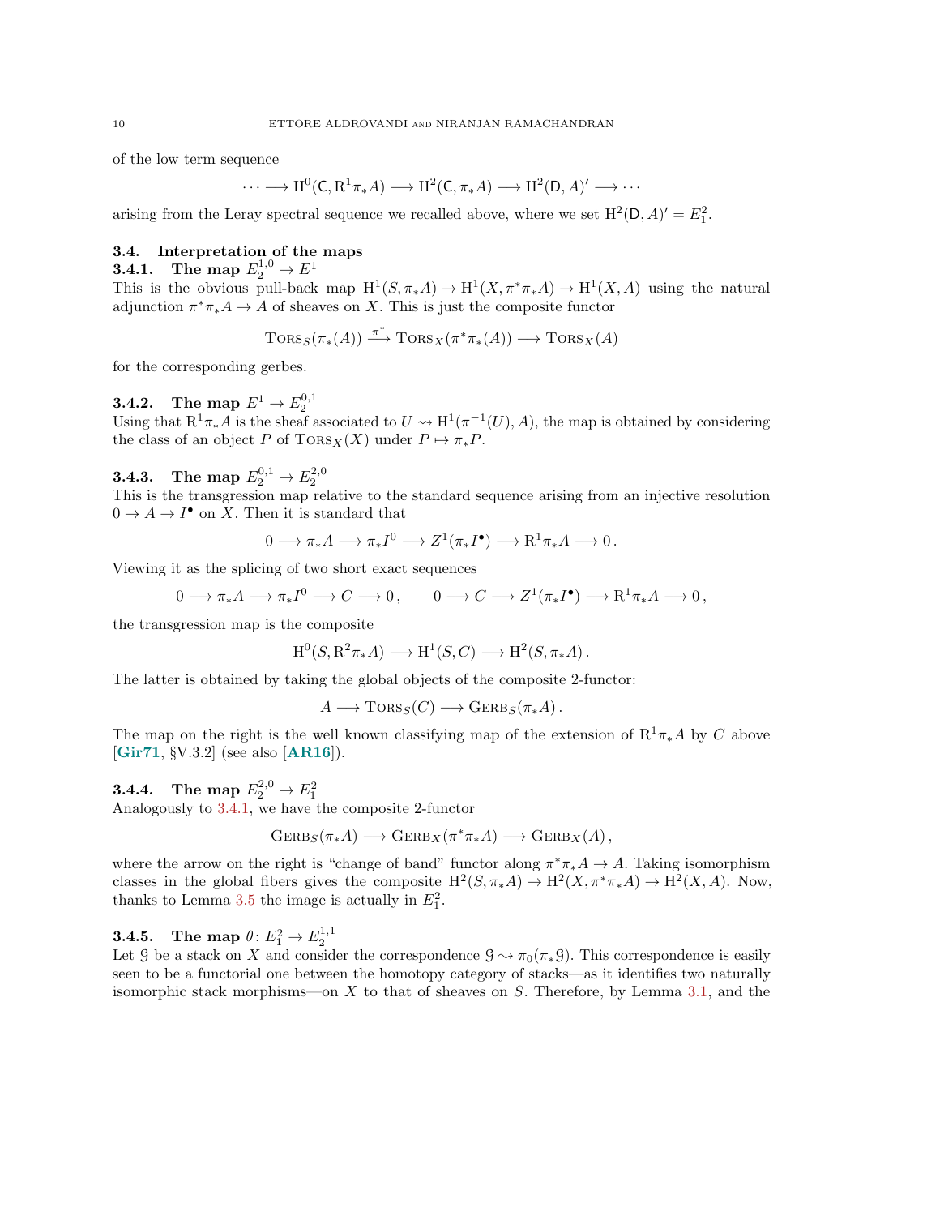of the low term sequence

$$\cdots \longrightarrow \mathrm{H}^0(\mathsf{C}, \mathrm{R}^1\pi_*A) \longrightarrow \mathrm{H}^2(\mathsf{C}, \pi_*A) \longrightarrow \mathrm{H}^2(\mathsf{D}, A)' \longrightarrow \cdots$$

arising from the Leray spectral sequence we recalled above, where we set $\mathrm{H}^2(\mathsf{D}, A)' = E_1^2$.

### 3.4. Interpretation of the maps

#### 3.4.1. The map $E_2^{1,0} \to E^1$

This is the obvious pull-back map $\mathrm{H}^1(S, \pi_*A) \to \mathrm{H}^1(X, \pi^*\pi_*A) \to \mathrm{H}^1(X, A)$ using the natural adjunction $\pi^*\pi_*A \to A$ of sheaves on $X$. This is just the composite functor

$$\mathrm{T\scriptstyle{ORS}}_S(\pi_*(A)) \xrightarrow{\pi^*} \mathrm{T\scriptstyle{ORS}}_X(\pi^*\pi_*(A)) \longrightarrow \mathrm{T\scriptstyle{ORS}}_X(A)$$

for the corresponding gerbes.

#### 3.4.2. The map $E^1 \to E_2^{0,1}$

Using that $\mathrm{R}^1\pi_*A$ is the sheaf associated to $U \rightsquigarrow \mathrm{H}^1(\pi^{-1}(U), A)$, the map is obtained by considering the class of an object $P$ of $\mathrm{T\scriptstyle{ORS}}_X(X)$ under $P \mapsto \pi_*P$.

#### 3.4.3. The map $E_2^{0,1} \to E_2^{2,0}$

This is the transgression map relative to the standard sequence arising from an injective resolution $0 \to A \to I^\bullet$ on $X$. Then it is standard that

$$0 \longrightarrow \pi_*A \longrightarrow \pi_*I^0 \longrightarrow Z^1(\pi_*I^\bullet) \longrightarrow \mathrm{R}^1\pi_*A \longrightarrow 0\,.$$

Viewing it as the splicing of two short exact sequences

$$0 \longrightarrow \pi_*A \longrightarrow \pi_*I^0 \longrightarrow C \longrightarrow 0\,, \qquad 0 \longrightarrow C \longrightarrow Z^1(\pi_*I^\bullet) \longrightarrow \mathrm{R}^1\pi_*A \longrightarrow 0\,,$$

the transgression map is the composite

$$\mathrm{H}^0(S, \mathrm{R}^2\pi_*A) \longrightarrow \mathrm{H}^1(S, C) \longrightarrow \mathrm{H}^2(S, \pi_*A)\,.$$

The latter is obtained by taking the global objects of the composite 2-functor:

$$A \longrightarrow \mathrm{T\scriptstyle{ORS}}_S(C) \longrightarrow \mathrm{G\scriptstyle{ERB}}_S(\pi_*A)\,.$$

The map on the right is the well known classifying map of the extension of $\mathrm{R}^1\pi_*A$ by $C$ above [**Gir71**, §V.3.2] (see also [**AR16**]).

#### 3.4.4. The map $E_2^{2,0} \to E_1^2$

Analogously to 3.4.1, we have the composite 2-functor

$$\mathrm{G\scriptstyle{ERB}}_S(\pi_*A) \longrightarrow \mathrm{G\scriptstyle{ERB}}_X(\pi^*\pi_*A) \longrightarrow \mathrm{G\scriptstyle{ERB}}_X(A)\,,$$

where the arrow on the right is "change of band" functor along $\pi^*\pi_*A \to A$. Taking isomorphism classes in the global fibers gives the composite $\mathrm{H}^2(S, \pi_*A) \to \mathrm{H}^2(X, \pi^*\pi_*A) \to \mathrm{H}^2(X, A)$. Now, thanks to Lemma 3.5 the image is actually in $E_1^2$.

#### 3.4.5. The map $\theta\colon E_1^2 \to E_2^{1,1}$

Let $\mathcal{G}$ be a stack on $X$ and consider the correspondence $\mathcal{G} \rightsquigarrow \pi_0(\pi_*\mathcal{G})$. This correspondence is easily seen to be a functorial one between the homotopy category of stacks—as it identifies two naturally isomorphic stack morphisms—on $X$ to that of sheaves on $S$. Therefore, by Lemma 3.1, and the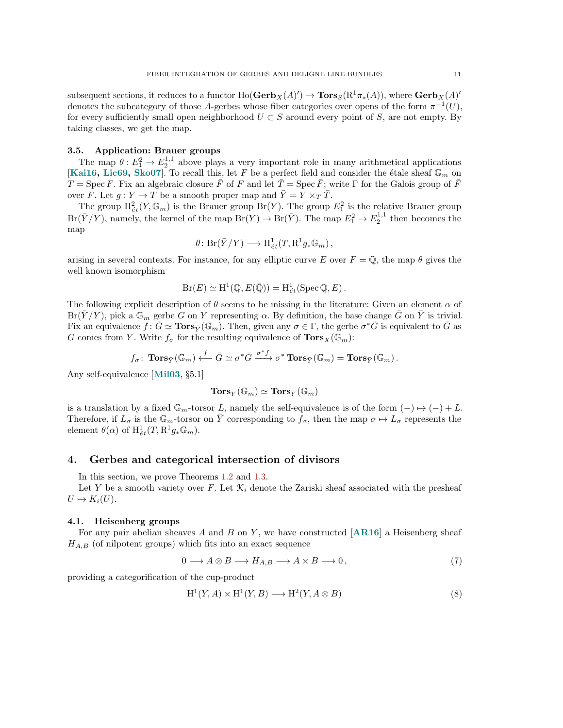subsequent sections, it reduces to a functor $\mathrm{Ho}(\mathbf{Gerb}_X(A)') \to \mathbf{Tors}_S(\mathrm{R}^1\pi_*(A))$, where $\mathbf{Gerb}_X(A)'$ denotes the subcategory of those $A$-gerbes whose fiber categories over opens of the form $\pi^{-1}(U)$, for every sufficiently small open neighborhood $U \subset S$ around every point of $S$, are not empty. By taking classes, we get the map.

### 3.5. Application: Brauer groups

The map $\theta : E_1^2 \to E_2^{1,1}$ above plays a very important role in many arithmetical applications [**Kai16, Lic69, Sko07**]. To recall this, let $F$ be a perfect field and consider the étale sheaf $\mathbb{G}_m$ on $T = \operatorname{Spec} F$. Fix an algebraic closure $\bar{F}$ of $F$ and let $\bar{T} = \operatorname{Spec} \bar{F}$; write $\Gamma$ for the Galois group of $\bar{F}$ over $F$. Let $g : Y \to T$ be a smooth proper map and $\bar{Y} = Y \times_T \bar{T}$.

The group $\mathrm{H}^2_{\acute{e}t}(Y, \mathbb{G}_m)$ is the Brauer group $\mathrm{Br}(Y)$. The group $E_1^2$ is the relative Brauer group $\mathrm{Br}(\bar{Y}/Y)$, namely, the kernel of the map $\mathrm{Br}(Y) \to \mathrm{Br}(\bar{Y})$. The map $E_1^2 \to E_2^{1,1}$ then becomes the map

$$\theta \colon \mathrm{Br}(\bar{Y}/Y) \longrightarrow \mathrm{H}^1_{\acute{e}t}(T, \mathrm{R}^1 g_* \mathbb{G}_m)\,,$$

arising in several contexts. For instance, for any elliptic curve $E$ over $F = \mathbb{Q}$, the map $\theta$ gives the well known isomorphism

$$\mathrm{Br}(E) \simeq \mathrm{H}^1(\mathbb{Q}, E(\bar{\mathbb{Q}})) = \mathrm{H}^1_{\acute{e}t}(\operatorname{Spec} \mathbb{Q}, E)\,.$$

The following explicit description of $\theta$ seems to be missing in the literature: Given an element $\alpha$ of $\mathrm{Br}(\bar{Y}/Y)$, pick a $\mathbb{G}_m$ gerbe $G$ on $Y$ representing $\alpha$. By definition, the base change $\bar{G}$ on $\bar{Y}$ is trivial. Fix an equivalence $f \colon \bar{G} \simeq \mathbf{Tors}_{\bar{Y}}(\mathbb{G}_m)$. Then, given any $\sigma \in \Gamma$, the gerbe $\sigma^*\bar{G}$ is equivalent to $\bar{G}$ as $G$ comes from $Y$. Write $f_\sigma$ for the resulting equivalence of $\mathbf{Tors}_{\bar{X}}(\mathbb{G}_m)$:

$$f_\sigma \colon\ \mathbf{Tors}_{\bar{Y}}(\mathbb{G}_m) \xleftarrow{\ f\ } \bar{G} \simeq \sigma^*\bar{G} \xrightarrow{\ \sigma^* f\ } \sigma^*\,\mathbf{Tors}_{\bar{Y}}(\mathbb{G}_m) = \mathbf{Tors}_{\bar{Y}}(\mathbb{G}_m)\,.$$

Any self-equivalence [**Mil03**, §5.1]

$$\mathbf{Tors}_{\bar{Y}}(\mathbb{G}_m) \simeq \mathbf{Tors}_{\bar{Y}}(\mathbb{G}_m)$$

is a translation by a fixed $\mathbb{G}_m$-torsor $L$, namely the self-equivalence is of the form $(-) \mapsto (-) + L$. Therefore, if $L_\sigma$ is the $\mathbb{G}_m$-torsor on $\bar{Y}$ corresponding to $f_\sigma$, then the map $\sigma \mapsto L_\sigma$ represents the element $\theta(\alpha)$ of $\mathrm{H}^1_{\acute{e}t}(T, \mathrm{R}^1 g_* \mathbb{G}_m)$.

## 4. Gerbes and categorical intersection of divisors

In this section, we prove Theorems 1.2 and 1.3.

Let $Y$ be a smooth variety over $F$. Let $\mathcal{K}_i$ denote the Zariski sheaf associated with the presheaf $U \mapsto K_i(U)$.

### 4.1. Heisenberg groups

For any pair abelian sheaves $A$ and $B$ on $Y$, we have constructed [**AR16**] a Heisenberg sheaf $H_{A,B}$ (of nilpotent groups) which fits into an exact sequence

$$0 \longrightarrow A \otimes B \longrightarrow H_{A,B} \longrightarrow A \times B \longrightarrow 0\,, \tag{7}$$

providing a categorification of the cup-product

$$\mathrm{H}^1(Y, A) \times \mathrm{H}^1(Y, B) \longrightarrow \mathrm{H}^2(Y, A \otimes B) \tag{8}$$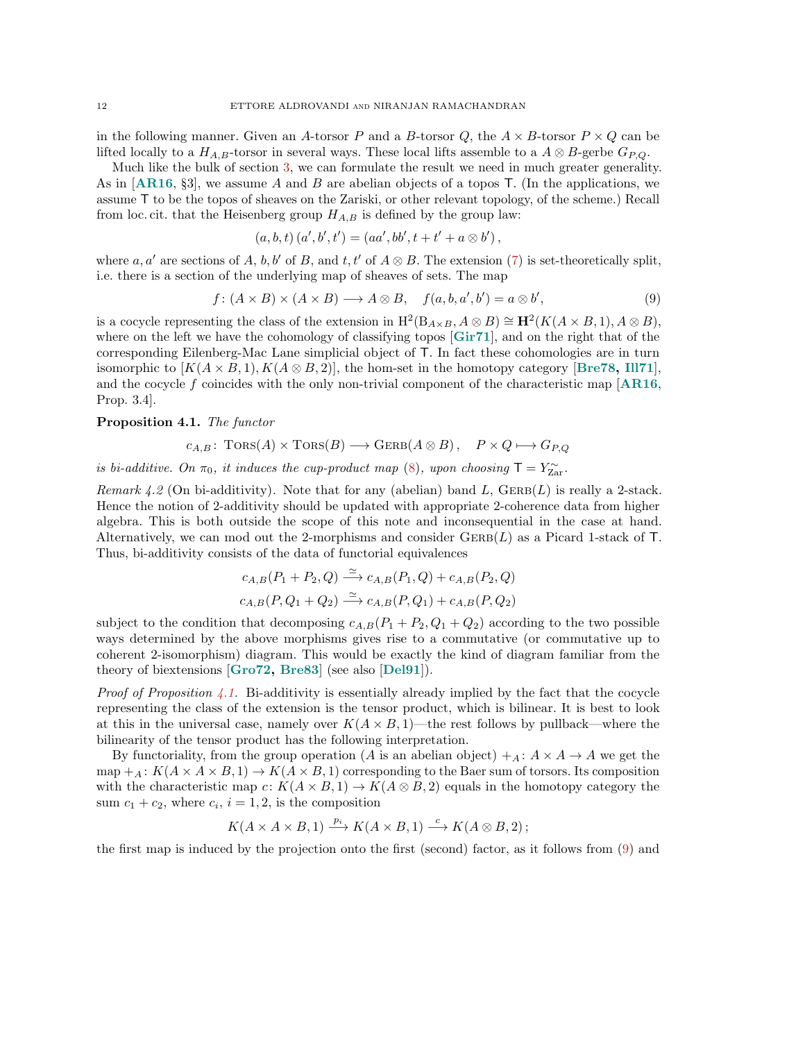in the following manner. Given an $A$-torsor $P$ and a $B$-torsor $Q$, the $A \times B$-torsor $P \times Q$ can be lifted locally to a $H_{A,B}$-torsor in several ways. These local lifts assemble to a $A \otimes B$-gerbe $G_{P,Q}$.

Much like the bulk of section 3, we can formulate the result we need in much greater generality. As in [**AR16**, §3], we assume $A$ and $B$ are abelian objects of a topos $\mathsf{T}$. (In the applications, we assume $\mathsf{T}$ to be the topos of sheaves on the Zariski, or other relevant topology, of the scheme.) Recall from loc. cit. that the Heisenberg group $H_{A,B}$ is defined by the group law:

$$(a,b,t)\,(a',b',t') = (aa', bb', t + t' + a \otimes b')\,,$$

where $a, a'$ are sections of $A$, $b, b'$ of $B$, and $t, t'$ of $A \otimes B$. The extension (7) is set-theoretically split, i.e. there is a section of the underlying map of sheaves of sets. The map

$$f \colon (A \times B) \times (A \times B) \longrightarrow A \otimes B, \quad f(a,b,a',b') = a \otimes b', \tag{9}$$

is a cocycle representing the class of the extension in $\mathrm{H}^2(\mathrm{B}_{A\times B}, A \otimes B) \cong \mathbf{H}^2(K(A \times B, 1), A \otimes B)$, where on the left we have the cohomology of classifying topos [**Gir71**], and on the right that of the corresponding Eilenberg-Mac Lane simplicial object of $\mathsf{T}$. In fact these cohomologies are in turn isomorphic to $[K(A \times B, 1), K(A \otimes B, 2)]$, the hom-set in the homotopy category [**Bre78, Ill71**], and the cocycle $f$ coincides with the only non-trivial component of the characteristic map [**AR16**, Prop. 3.4].

**Proposition 4.1.** *The functor*

$$c_{A,B} \colon \operatorname{Tors}(A) \times \operatorname{Tors}(B) \longrightarrow \operatorname{Gerb}(A \otimes B)\,, \quad P \times Q \longmapsto G_{P,Q}$$

*is bi-additive. On $\pi_0$, it induces the cup-product map (8), upon choosing $\mathsf{T} = Y^{\sim}_{\mathrm{Zar}}$.*

*Remark 4.2* (On bi-additivity). Note that for any (abelian) band $L$, $\operatorname{Gerb}(L)$ is really a 2-stack. Hence the notion of 2-additivity should be updated with appropriate 2-coherence data from higher algebra. This is both outside the scope of this note and inconsequential in the case at hand. Alternatively, we can mod out the 2-morphisms and consider $\operatorname{Gerb}(L)$ as a Picard 1-stack of $\mathsf{T}$. Thus, bi-additivity consists of the data of functorial equivalences

$$c_{A,B}(P_1 + P_2, Q) \xrightarrow{\simeq} c_{A,B}(P_1, Q) + c_{A,B}(P_2, Q)$$
$$c_{A,B}(P, Q_1 + Q_2) \xrightarrow{\simeq} c_{A,B}(P, Q_1) + c_{A,B}(P, Q_2)$$

subject to the condition that decomposing $c_{A,B}(P_1 + P_2, Q_1 + Q_2)$ according to the two possible ways determined by the above morphisms gives rise to a commutative (or commutative up to coherent 2-isomorphism) diagram. This would be exactly the kind of diagram familiar from the theory of biextensions [**Gro72, Bre83**] (see also [**Del91**]).

*Proof of Proposition 4.1.* Bi-additivity is essentially already implied by the fact that the cocycle representing the class of the extension is the tensor product, which is bilinear. It is best to look at this in the universal case, namely over $K(A \times B, 1)$—the rest follows by pullback—where the bilinearity of the tensor product has the following interpretation.

By functoriality, from the group operation ($A$ is an abelian object) $+_A \colon A \times A \to A$ we get the map $+_A \colon K(A \times A \times B, 1) \to K(A \times B, 1)$ corresponding to the Baer sum of torsors. Its composition with the characteristic map $c \colon K(A \times B, 1) \to K(A \otimes B, 2)$ equals in the homotopy category the sum $c_1 + c_2$, where $c_i$, $i = 1, 2$, is the composition

$$K(A \times A \times B, 1) \xrightarrow{p_i} K(A \times B, 1) \xrightarrow{c} K(A \otimes B, 2)\,;$$

the first map is induced by the projection onto the first (second) factor, as it follows from (9) and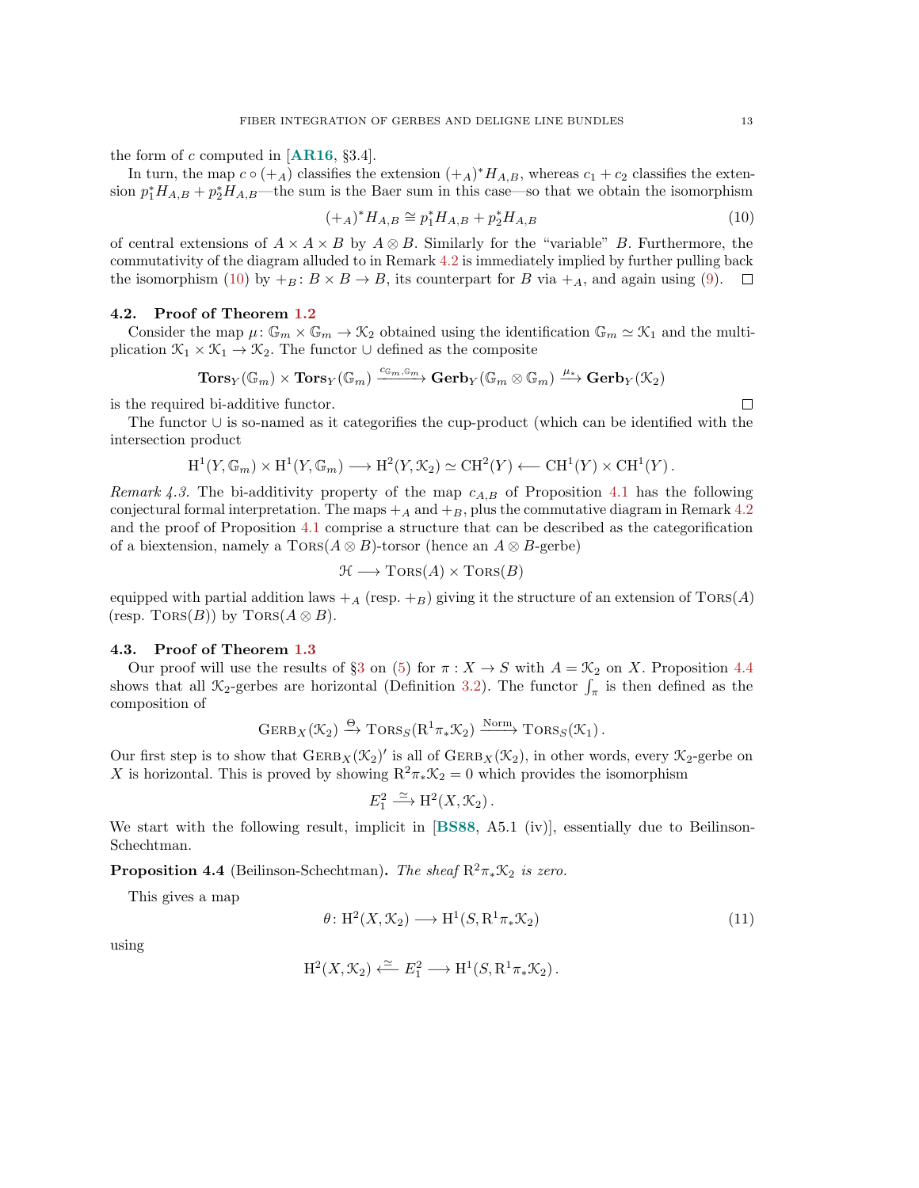the form of $c$ computed in [**AR16**, §3.4].

In turn, the map $c \circ (+_A)$ classifies the extension $(+_A)^* H_{A,B}$, whereas $c_1 + c_2$ classifies the extension $p_1^* H_{A,B} + p_2^* H_{A,B}$—the sum is the Baer sum in this case—so that we obtain the isomorphism

$$(+_A)^* H_{A,B} \cong p_1^* H_{A,B} + p_2^* H_{A,B} \tag{10}$$

of central extensions of $A \times A \times B$ by $A \otimes B$. Similarly for the "variable" $B$. Furthermore, the commutativity of the diagram alluded to in Remark 4.2 is immediately implied by further pulling back the isomorphism (10) by $+_B \colon B \times B \to B$, its counterpart for $B$ via $+_A$, and again using (9). $\square$

### 4.2. Proof of Theorem 1.2

Consider the map $\mu \colon \mathbb{G}_m \times \mathbb{G}_m \to \mathcal{K}_2$ obtained using the identification $\mathbb{G}_m \simeq \mathcal{K}_1$ and the multiplication $\mathcal{K}_1 \times \mathcal{K}_1 \to \mathcal{K}_2$. The functor $\cup$ defined as the composite

$$\mathbf{Tors}_Y(\mathbb{G}_m) \times \mathbf{Tors}_Y(\mathbb{G}_m) \xrightarrow{c_{\mathbb{G}_m, \mathbb{G}_m}} \mathbf{Gerb}_Y(\mathbb{G}_m \otimes \mathbb{G}_m) \xrightarrow{\mu_*} \mathbf{Gerb}_Y(\mathcal{K}_2)$$

is the required bi-additive functor. $\square$

The functor $\cup$ is so-named as it categorifies the cup-product (which can be identified with the intersection product

$$\mathrm{H}^1(Y, \mathbb{G}_m) \times \mathrm{H}^1(Y, \mathbb{G}_m) \longrightarrow \mathrm{H}^2(Y, \mathcal{K}_2) \simeq \mathrm{CH}^2(Y) \longleftarrow \mathrm{CH}^1(Y) \times \mathrm{CH}^1(Y)\,.$$

*Remark 4.3.* The bi-additivity property of the map $c_{A,B}$ of Proposition 4.1 has the following conjectural formal interpretation. The maps $+_A$ and $+_B$, plus the commutative diagram in Remark 4.2 and the proof of Proposition 4.1 comprise a structure that can be described as the categorification of a biextension, namely a $\mathrm{TORS}(A \otimes B)$-torsor (hence an $A \otimes B$-gerbe)

$$\mathcal{H} \longrightarrow \mathrm{TORS}(A) \times \mathrm{TORS}(B)$$

equipped with partial addition laws $+_A$ (resp. $+_B$) giving it the structure of an extension of $\mathrm{TORS}(A)$ (resp. $\mathrm{TORS}(B)$) by $\mathrm{TORS}(A \otimes B)$.

### 4.3. Proof of Theorem 1.3

Our proof will use the results of §3 on (5) for $\pi : X \to S$ with $A = \mathcal{K}_2$ on $X$. Proposition 4.4 shows that all $\mathcal{K}_2$-gerbes are horizontal (Definition 3.2). The functor $\int_\pi$ is then defined as the composition of

$$\mathrm{GERB}_X(\mathcal{K}_2) \xrightarrow{\Theta} \mathrm{TORS}_S(\mathrm{R}^1\pi_*\mathcal{K}_2) \xrightarrow{\mathrm{Norm}} \mathrm{TORS}_S(\mathcal{K}_1)\,.$$

Our first step is to show that $\mathrm{GERB}_X(\mathcal{K}_2)'$ is all of $\mathrm{GERB}_X(\mathcal{K}_2)$, in other words, every $\mathcal{K}_2$-gerbe on $X$ is horizontal. This is proved by showing $\mathrm{R}^2\pi_*\mathcal{K}_2 = 0$ which provides the isomorphism

$$E_1^2 \xrightarrow{\simeq} \mathrm{H}^2(X, \mathcal{K}_2)\,.$$

We start with the following result, implicit in [**BS88**, A5.1 (iv)], essentially due to Beilinson-Schechtman.

**Proposition 4.4** (Beilinson-Schechtman)**.** *The sheaf* $\mathrm{R}^2\pi_*\mathcal{K}_2$ *is zero.*

This gives a map

$$\theta \colon \mathrm{H}^2(X, \mathcal{K}_2) \longrightarrow \mathrm{H}^1(S, \mathrm{R}^1\pi_*\mathcal{K}_2) \tag{11}$$

using

$$\mathrm{H}^2(X, \mathcal{K}_2) \xleftarrow{\simeq} E_1^2 \longrightarrow \mathrm{H}^1(S, \mathrm{R}^1\pi_*\mathcal{K}_2)\,.$$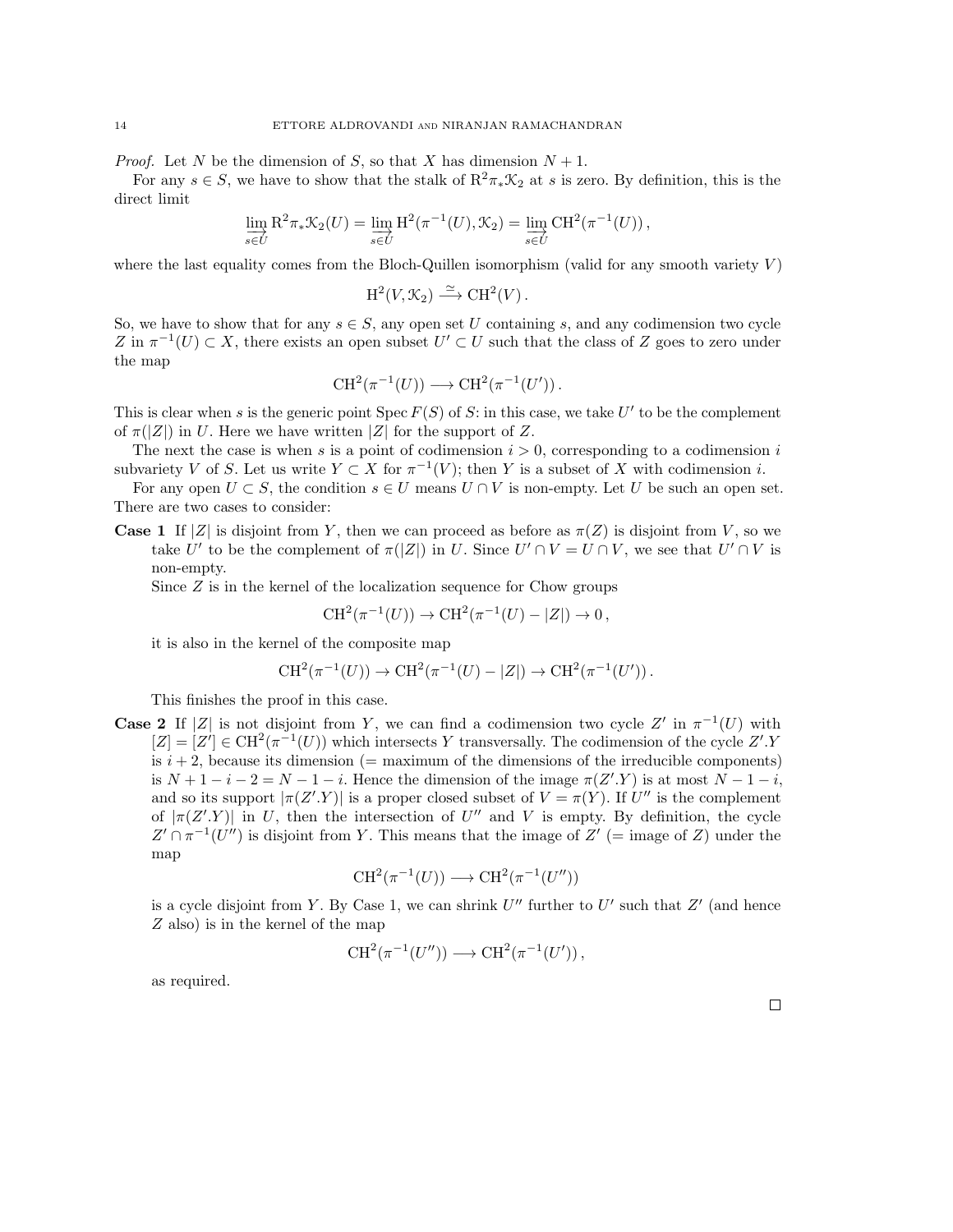*Proof.* Let $N$ be the dimension of $S$, so that $X$ has dimension $N+1$.

For any $s \in S$, we have to show that the stalk of $\mathrm{R}^2\pi_*\mathcal{K}_2$ at $s$ is zero. By definition, this is the direct limit

$$\varinjlim_{s\in U} \mathrm{R}^2\pi_*\mathcal{K}_2(U) = \varinjlim_{s\in U} \mathrm{H}^2(\pi^{-1}(U), \mathcal{K}_2) = \varinjlim_{s\in U} \mathrm{CH}^2(\pi^{-1}(U))\,,$$

where the last equality comes from the Bloch-Quillen isomorphism (valid for any smooth variety $V$)

$$\mathrm{H}^2(V, \mathcal{K}_2) \xrightarrow{\simeq} \mathrm{CH}^2(V)\,.$$

So, we have to show that for any $s \in S$, any open set $U$ containing $s$, and any codimension two cycle $Z$ in $\pi^{-1}(U) \subset X$, there exists an open subset $U' \subset U$ such that the class of $Z$ goes to zero under the map

$$\mathrm{CH}^2(\pi^{-1}(U)) \longrightarrow \mathrm{CH}^2(\pi^{-1}(U'))\,.$$

This is clear when $s$ is the generic point $\operatorname{Spec} F(S)$ of $S$: in this case, we take $U'$ to be the complement of $\pi(|Z|)$ in $U$. Here we have written $|Z|$ for the support of $Z$.

The next the case is when $s$ is a point of codimension $i > 0$, corresponding to a codimension $i$ subvariety $V$ of $S$. Let us write $Y \subset X$ for $\pi^{-1}(V)$; then $Y$ is a subset of $X$ with codimension $i$.

For any open $U \subset S$, the condition $s \in U$ means $U \cap V$ is non-empty. Let $U$ be such an open set. There are two cases to consider:

**Case 1** If $|Z|$ is disjoint from $Y$, then we can proceed as before as $\pi(Z)$ is disjoint from $V$, so we take $U'$ to be the complement of $\pi(|Z|)$ in $U$. Since $U' \cap V = U \cap V$, we see that $U' \cap V$ is non-empty.

Since $Z$ is in the kernel of the localization sequence for Chow groups

$$\mathrm{CH}^2(\pi^{-1}(U)) \to \mathrm{CH}^2(\pi^{-1}(U) - |Z|) \to 0\,,$$

it is also in the kernel of the composite map

$$\mathrm{CH}^2(\pi^{-1}(U)) \to \mathrm{CH}^2(\pi^{-1}(U) - |Z|) \to \mathrm{CH}^2(\pi^{-1}(U'))\,.$$

This finishes the proof in this case.

**Case 2** If $|Z|$ is not disjoint from $Y$, we can find a codimension two cycle $Z'$ in $\pi^{-1}(U)$ with $[Z] = [Z'] \in \mathrm{CH}^2(\pi^{-1}(U))$ which intersects $Y$ transversally. The codimension of the cycle $Z'.Y$ is $i+2$, because its dimension (= maximum of the dimensions of the irreducible components) is $N+1-i-2 = N-1-i$. Hence the dimension of the image $\pi(Z'.Y)$ is at most $N-1-i$, and so its support $|\pi(Z'.Y)|$ is a proper closed subset of $V = \pi(Y)$. If $U''$ is the complement of $|\pi(Z'.Y)|$ in $U$, then the intersection of $U''$ and $V$ is empty. By definition, the cycle $Z' \cap \pi^{-1}(U'')$ is disjoint from $Y$. This means that the image of $Z'$ (= image of $Z$) under the map

$$\mathrm{CH}^2(\pi^{-1}(U)) \longrightarrow \mathrm{CH}^2(\pi^{-1}(U''))$$

is a cycle disjoint from $Y$. By Case 1, we can shrink $U''$ further to $U'$ such that $Z'$ (and hence $Z$ also) is in the kernel of the map

$$\mathrm{CH}^2(\pi^{-1}(U'')) \longrightarrow \mathrm{CH}^2(\pi^{-1}(U'))\,,$$

as required.

∎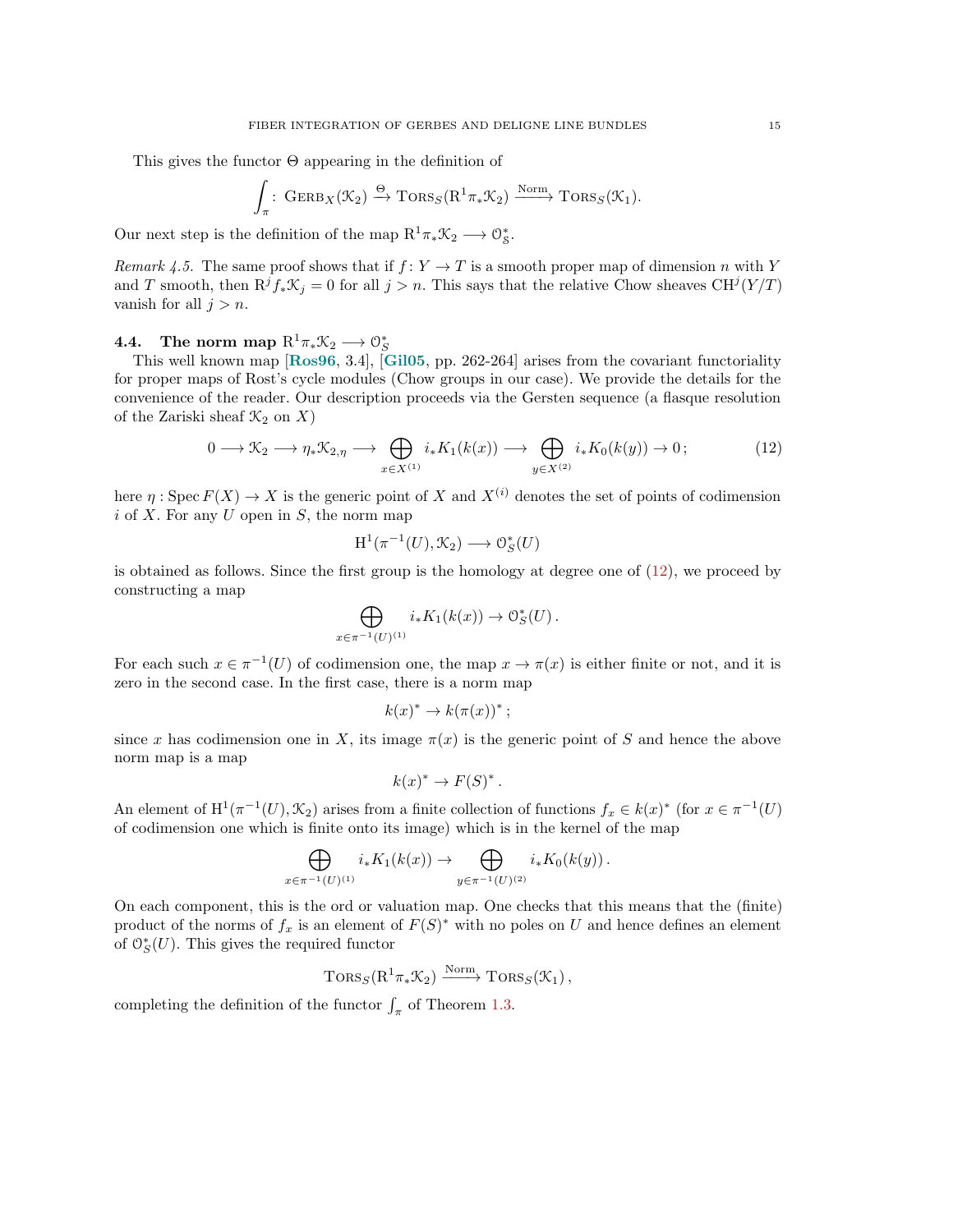This gives the functor $\Theta$ appearing in the definition of

$$\int_\pi : \mathrm{GERB}_X(\mathcal{K}_2) \xrightarrow{\Theta} \mathrm{TORS}_S(\mathrm{R}^1\pi_*\mathcal{K}_2) \xrightarrow{\mathrm{Norm}} \mathrm{TORS}_S(\mathcal{K}_1).$$

Our next step is the definition of the map $\mathrm{R}^1\pi_*\mathcal{K}_2 \longrightarrow \mathcal{O}_S^*$.

*Remark 4.5.* The same proof shows that if $f\colon Y \to T$ is a smooth proper map of dimension $n$ with $Y$ and $T$ smooth, then $\mathrm{R}^j f_*\mathcal{K}_j = 0$ for all $j > n$. This says that the relative Chow sheaves $\mathrm{CH}^j(Y/T)$ vanish for all $j > n$.

### 4.4. The norm map $\mathrm{R}^1\pi_*\mathcal{K}_2 \longrightarrow \mathcal{O}_S^*$

This well known map [**Ros96**, 3.4], [**Gil05**, pp. 262-264] arises from the covariant functoriality for proper maps of Rost's cycle modules (Chow groups in our case). We provide the details for the convenience of the reader. Our description proceeds via the Gersten sequence (a flasque resolution of the Zariski sheaf $\mathcal{K}_2$ on $X$)

$$0 \longrightarrow \mathcal{K}_2 \longrightarrow \eta_*\mathcal{K}_{2,\eta} \longrightarrow \bigoplus_{x\in X^{(1)}} i_*K_1(k(x)) \longrightarrow \bigoplus_{y\in X^{(2)}} i_*K_0(k(y)) \to 0\,; \tag{12}$$

here $\eta : \operatorname{Spec} F(X) \to X$ is the generic point of $X$ and $X^{(i)}$ denotes the set of points of codimension $i$ of $X$. For any $U$ open in $S$, the norm map

$$\mathrm{H}^1(\pi^{-1}(U), \mathcal{K}_2) \longrightarrow \mathcal{O}_S^*(U)$$

is obtained as follows. Since the first group is the homology at degree one of (12), we proceed by constructing a map

$$\bigoplus_{x\in\pi^{-1}(U)^{(1)}} i_*K_1(k(x)) \to \mathcal{O}_S^*(U)\,.$$

For each such $x \in \pi^{-1}(U)$ of codimension one, the map $x \to \pi(x)$ is either finite or not, and it is zero in the second case. In the first case, there is a norm map

$$k(x)^* \to k(\pi(x))^*\,;$$

since $x$ has codimension one in $X$, its image $\pi(x)$ is the generic point of $S$ and hence the above norm map is a map

$$k(x)^* \to F(S)^*\,.$$

An element of $\mathrm{H}^1(\pi^{-1}(U), \mathcal{K}_2)$ arises from a finite collection of functions $f_x \in k(x)^*$ (for $x \in \pi^{-1}(U)$ of codimension one which is finite onto its image) which is in the kernel of the map

$$\bigoplus_{x\in\pi^{-1}(U)^{(1)}} i_*K_1(k(x)) \to \bigoplus_{y\in\pi^{-1}(U)^{(2)}} i_*K_0(k(y))\,.$$

On each component, this is the ord or valuation map. One checks that this means that the (finite) product of the norms of $f_x$ is an element of $F(S)^*$ with no poles on $U$ and hence defines an element of $\mathcal{O}_S^*(U)$. This gives the required functor

$$\mathrm{TORS}_S(\mathrm{R}^1\pi_*\mathcal{K}_2) \xrightarrow{\mathrm{Norm}} \mathrm{TORS}_S(\mathcal{K}_1)\,,$$

completing the definition of the functor $\int_\pi$ of Theorem 1.3.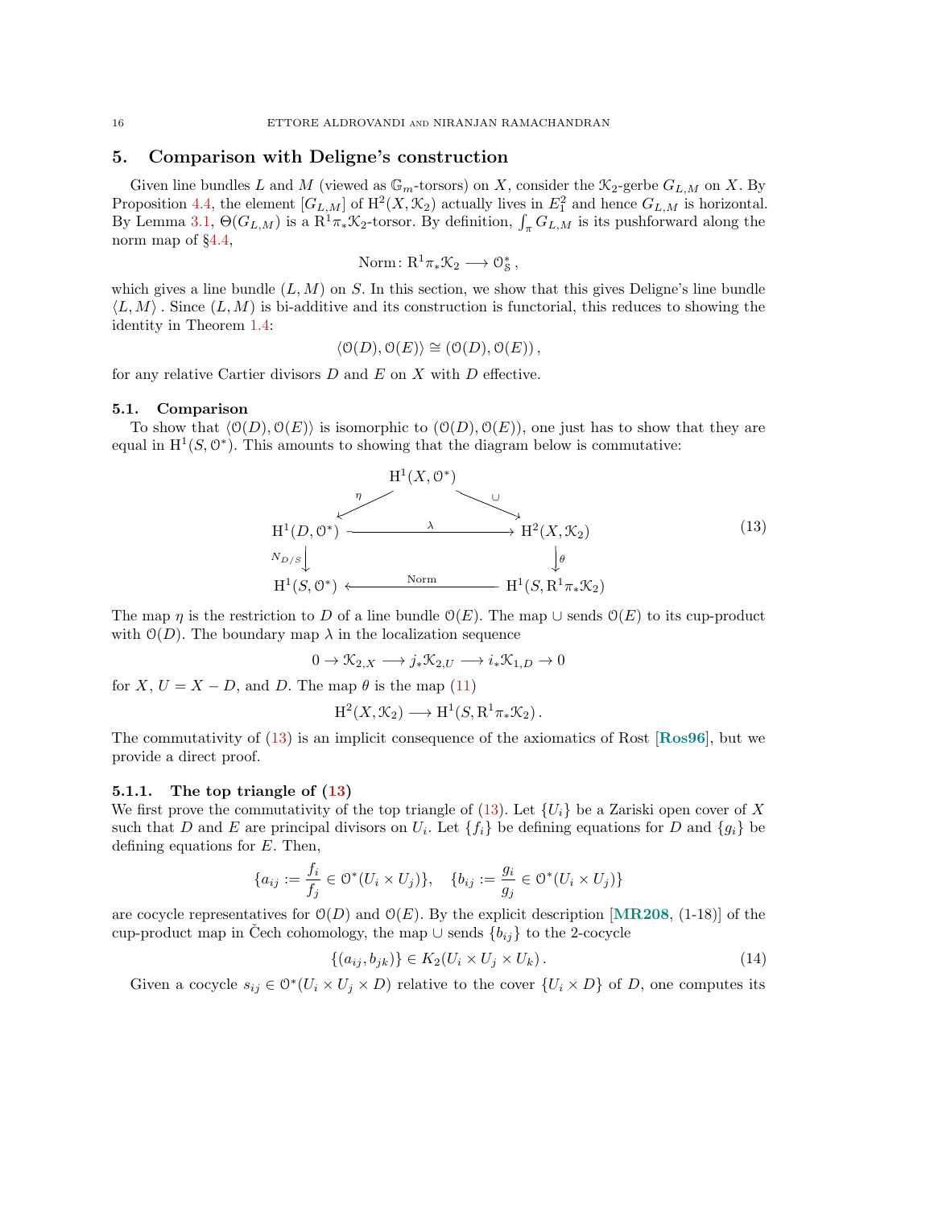## 5. Comparison with Deligne's construction

Given line bundles $L$ and $M$ (viewed as $\mathbb{G}_m$-torsors) on $X$, consider the $\mathcal{K}_2$-gerbe $G_{L,M}$ on $X$. By Proposition 4.4, the element $[G_{L,M}]$ of $\mathrm{H}^2(X, \mathcal{K}_2)$ actually lives in $E_1^2$ and hence $G_{L,M}$ is horizontal. By Lemma 3.1, $\Theta(G_{L,M})$ is a $\mathrm{R}^1\pi_*\mathcal{K}_2$-torsor. By definition, $\int_\pi G_{L,M}$ is its pushforward along the norm map of §4.4,

$$\mathrm{Norm}\colon \mathrm{R}^1\pi_*\mathcal{K}_2 \longrightarrow \mathcal{O}_{\mathcal{S}}^*\,,$$

which gives a line bundle $(L, M)$ on $S$. In this section, we show that this gives Deligne's line bundle $\langle L, M\rangle$ . Since $(L, M)$ is bi-additive and its construction is functorial, this reduces to showing the identity in Theorem 1.4:

$$\langle \mathcal{O}(D), \mathcal{O}(E)\rangle \cong (\mathcal{O}(D), \mathcal{O}(E))\,,$$

for any relative Cartier divisors $D$ and $E$ on $X$ with $D$ effective.

### 5.1. Comparison

To show that $\langle \mathcal{O}(D), \mathcal{O}(E)\rangle$ is isomorphic to $(\mathcal{O}(D), \mathcal{O}(E))$, one just has to show that they are equal in $\mathrm{H}^1(S, \mathcal{O}^*)$. This amounts to showing that the diagram below is commutative:

$$\begin{array}{ccc} & \mathrm{H}^1(X, \mathcal{O}^*) & \\ {}^{\eta}\swarrow & & \searrow^{\cup} \\ \mathrm{H}^1(D, \mathcal{O}^*) & \xrightarrow{\quad\lambda\quad} & \mathrm{H}^2(X, \mathcal{K}_2) \\ {\scriptstyle N_{D/S}}\downarrow & & \downarrow{\scriptstyle \theta} \\ \mathrm{H}^1(S, \mathcal{O}^*) & \xleftarrow{\quad\mathrm{Norm}\quad} & \mathrm{H}^1(S, \mathrm{R}^1\pi_*\mathcal{K}_2) \end{array} \tag{13}$$

The map $\eta$ is the restriction to $D$ of a line bundle $\mathcal{O}(E)$. The map $\cup$ sends $\mathcal{O}(E)$ to its cup-product with $\mathcal{O}(D)$. The boundary map $\lambda$ in the localization sequence

$$0 \to \mathcal{K}_{2,X} \longrightarrow j_*\mathcal{K}_{2,U} \longrightarrow i_*\mathcal{K}_{1,D} \to 0$$

for $X$, $U = X - D$, and $D$. The map $\theta$ is the map (11)

$$\mathrm{H}^2(X, \mathcal{K}_2) \longrightarrow \mathrm{H}^1(S, \mathrm{R}^1\pi_*\mathcal{K}_2)\,.$$

The commutativity of (13) is an implicit consequence of the axiomatics of Rost [**Ros96**], but we provide a direct proof.

#### 5.1.1. The top triangle of (13)

We first prove the commutativity of the top triangle of (13). Let $\{U_i\}$ be a Zariski open cover of $X$ such that $D$ and $E$ are principal divisors on $U_i$. Let $\{f_i\}$ be defining equations for $D$ and $\{g_i\}$ be defining equations for $E$. Then,

$$\{a_{ij} := \frac{f_i}{f_j} \in \mathcal{O}^*(U_i \times U_j)\}, \quad \{b_{ij} := \frac{g_i}{g_j} \in \mathcal{O}^*(U_i \times U_j)\}$$

are cocycle representatives for $\mathcal{O}(D)$ and $\mathcal{O}(E)$. By the explicit description [**MR208**, (1-18)] of the cup-product map in Čech cohomology, the map $\cup$ sends $\{b_{ij}\}$ to the 2-cocycle

$$\{(a_{ij}, b_{jk})\} \in K_2(U_i \times U_j \times U_k)\,. \tag{14}$$

Given a cocycle $s_{ij} \in \mathcal{O}^*(U_i \times U_j \times D)$ relative to the cover $\{U_i \times D\}$ of $D$, one computes its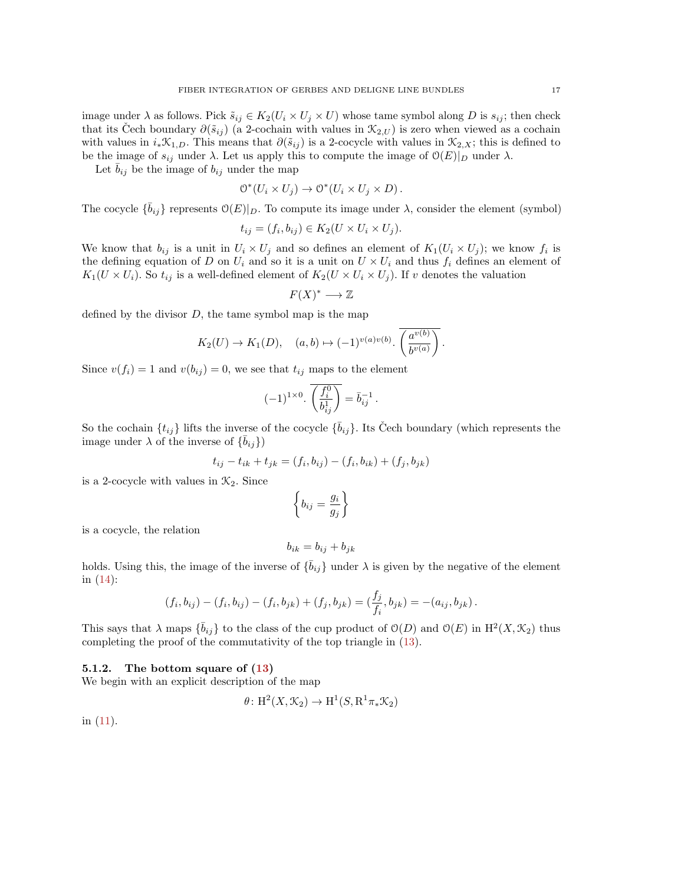image under $\lambda$ as follows. Pick $\tilde{s}_{ij} \in K_2(U_i \times U_j \times U)$ whose tame symbol along $D$ is $s_{ij}$; then check that its Čech boundary $\partial(\tilde{s}_{ij})$ (a 2-cochain with values in $\mathcal{K}_{2,U}$) is zero when viewed as a cochain with values in $i_*\mathcal{K}_{1,D}$. This means that $\partial(\tilde{s}_{ij})$ is a 2-cocycle with values in $\mathcal{K}_{2,X}$; this is defined to be the image of $s_{ij}$ under $\lambda$. Let us apply this to compute the image of $\mathcal{O}(E)|_D$ under $\lambda$.

Let $\bar{b}_{ij}$ be the image of $b_{ij}$ under the map

$$\mathcal{O}^*(U_i \times U_j) \to \mathcal{O}^*(U_i \times U_j \times D)\,.$$

The cocycle $\{\bar{b}_{ij}\}$ represents $\mathcal{O}(E)|_D$. To compute its image under $\lambda$, consider the element (symbol)

$$t_{ij} = (f_i, b_{ij}) \in K_2(U \times U_i \times U_j).$$

We know that $b_{ij}$ is a unit in $U_i \times U_j$ and so defines an element of $K_1(U_i \times U_j)$; we know $f_i$ is the defining equation of $D$ on $U_i$ and so it is a unit on $U \times U_i$ and thus $f_i$ defines an element of $K_1(U \times U_i)$. So $t_{ij}$ is a well-defined element of $K_2(U \times U_i \times U_j)$. If $v$ denotes the valuation

$$F(X)^* \longrightarrow \mathbb{Z}$$

defined by the divisor $D$, the tame symbol map is the map

$$K_2(U) \to K_1(D), \quad (a, b) \mapsto (-1)^{v(a)v(b)} . \overline{\left(\frac{a^{v(b)}}{b^{v(a)}}\right)}\,.$$

Since $v(f_i) = 1$ and $v(b_{ij}) = 0$, we see that $t_{ij}$ maps to the element

$$(-1)^{1\times 0} . \overline{\left(\frac{f_i^0}{b_{ij}^1}\right)} = \bar{b}_{ij}^{-1}\,.$$

So the cochain $\{t_{ij}\}$ lifts the inverse of the cocycle $\{\bar{b}_{ij}\}$. Its Čech boundary (which represents the image under $\lambda$ of the inverse of $\{\bar{b}_{ij}\}$)

$$t_{ij} - t_{ik} + t_{jk} = (f_i, b_{ij}) - (f_i, b_{ik}) + (f_j, b_{jk})$$

is a 2-cocycle with values in $\mathcal{K}_2$. Since

$$\left\{ b_{ij} = \frac{g_i}{g_j} \right\}$$

is a cocycle, the relation

$$b_{ik} = b_{ij} + b_{jk}$$

holds. Using this, the image of the inverse of $\{\bar{b}_{ij}\}$ under $\lambda$ is given by the negative of the element in (14):

$$(f_i, b_{ij}) - (f_i, b_{ij}) - (f_i, b_{jk}) + (f_j, b_{jk}) = (\frac{f_j}{f_i}, b_{jk}) = -(a_{ij}, b_{jk})\,.$$

This says that $\lambda$ maps $\{\bar{b}_{ij}\}$ to the class of the cup product of $\mathcal{O}(D)$ and $\mathcal{O}(E)$ in $\mathrm{H}^2(X, \mathcal{K}_2)$ thus completing the proof of the commutativity of the top triangle in (13).

### 5.1.2. The bottom square of (13)

We begin with an explicit description of the map

$$\theta \colon \mathrm{H}^2(X, \mathcal{K}_2) \to \mathrm{H}^1(S, \mathrm{R}^1\pi_*\mathcal{K}_2)$$

in (11).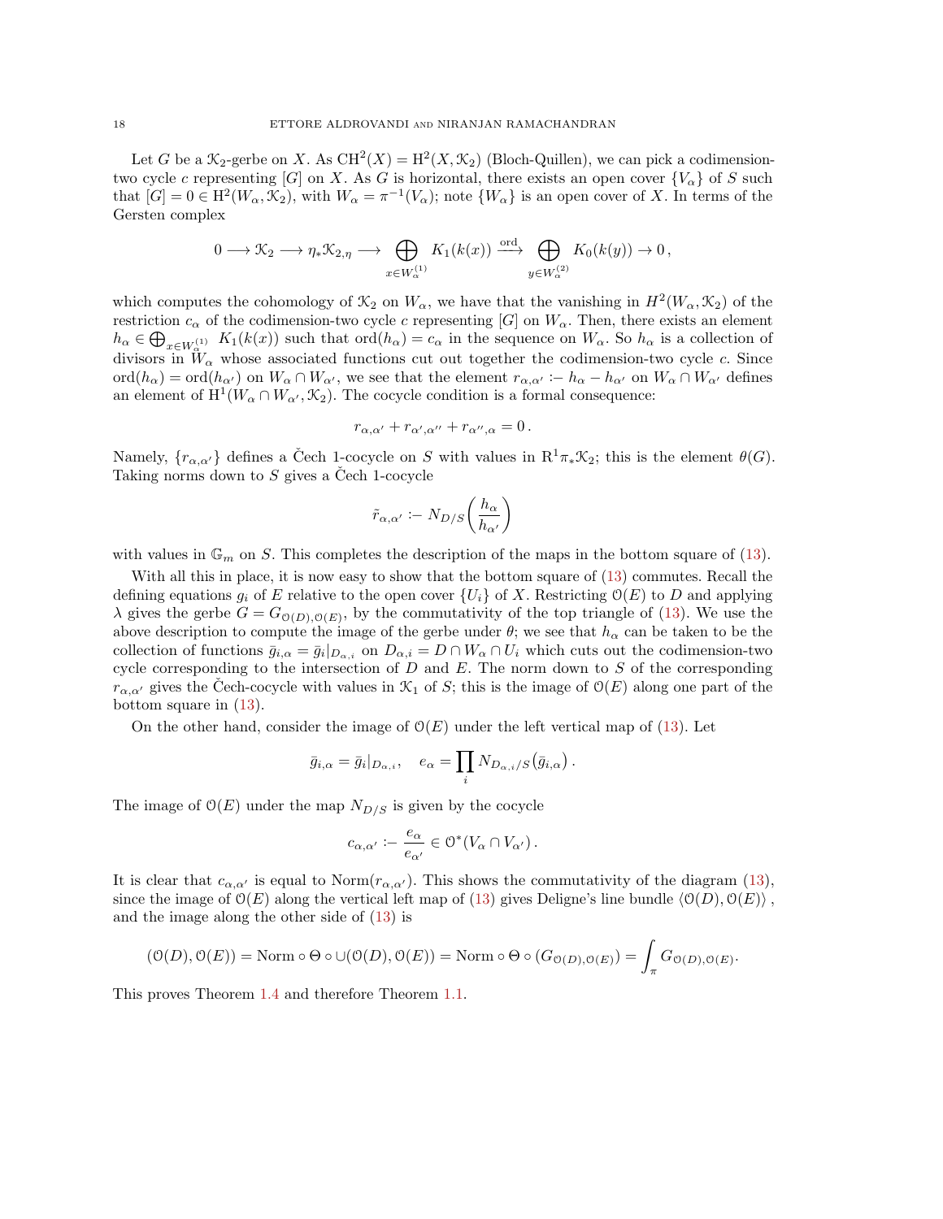Let $G$ be a $\mathcal{K}_2$-gerbe on $X$. As $\mathrm{CH}^2(X) = \mathrm{H}^2(X, \mathcal{K}_2)$ (Bloch-Quillen), we can pick a codimension-two cycle $c$ representing $[G]$ on $X$. As $G$ is horizontal, there exists an open cover $\{V_\alpha\}$ of $S$ such that $[G] = 0 \in \mathrm{H}^2(W_\alpha, \mathcal{K}_2)$, with $W_\alpha = \pi^{-1}(V_\alpha)$; note $\{W_\alpha\}$ is an open cover of $X$. In terms of the Gersten complex

$$0 \longrightarrow \mathcal{K}_2 \longrightarrow \eta_* \mathcal{K}_{2,\eta} \longrightarrow \bigoplus_{x \in W_\alpha^{(1)}} K_1(k(x)) \xrightarrow{\text{ord}} \bigoplus_{y \in W_\alpha^{(2)}} K_0(k(y)) \to 0\,,$$

which computes the cohomology of $\mathcal{K}_2$ on $W_\alpha$, we have that the vanishing in $H^2(W_\alpha, \mathcal{K}_2)$ of the restriction $c_\alpha$ of the codimension-two cycle $c$ representing $[G]$ on $W_\alpha$. Then, there exists an element $h_\alpha \in \bigoplus_{x \in W_\alpha^{(1)}} K_1(k(x))$ such that $\mathrm{ord}(h_\alpha) = c_\alpha$ in the sequence on $W_\alpha$. So $h_\alpha$ is a collection of divisors in $W_\alpha$ whose associated functions cut out together the codimension-two cycle $c$. Since $\mathrm{ord}(h_\alpha) = \mathrm{ord}(h_{\alpha'})$ on $W_\alpha \cap W_{\alpha'}$, we see that the element $r_{\alpha,\alpha'} :- h_\alpha - h_{\alpha'}$ on $W_\alpha \cap W_{\alpha'}$ defines an element of $\mathrm{H}^1(W_\alpha \cap W_{\alpha'}, \mathcal{K}_2)$. The cocycle condition is a formal consequence:

$$r_{\alpha,\alpha'} + r_{\alpha',\alpha''} + r_{\alpha'',\alpha} = 0\,.$$

Namely, $\{r_{\alpha,\alpha'}\}$ defines a Čech 1-cocycle on $S$ with values in $\mathrm{R}^1\pi_*\mathcal{K}_2$; this is the element $\theta(G)$. Taking norms down to $S$ gives a Čech 1-cocycle

$$\tilde{r}_{\alpha,\alpha'} :- N_{D/S}\left(\frac{h_\alpha}{h_{\alpha'}}\right)$$

with values in $\mathbb{G}_m$ on $S$. This completes the description of the maps in the bottom square of (13).

With all this in place, it is now easy to show that the bottom square of (13) commutes. Recall the defining equations $g_i$ of $E$ relative to the open cover $\{U_i\}$ of $X$. Restricting $\mathcal{O}(E)$ to $D$ and applying $\lambda$ gives the gerbe $G = G_{\mathcal{O}(D),\mathcal{O}(E)}$, by the commutativity of the top triangle of (13). We use the above description to compute the image of the gerbe under $\theta$; we see that $h_\alpha$ can be taken to be the collection of functions $\bar{g}_{i,\alpha} = \bar{g}_i|_{D_{\alpha,i}}$ on $D_{\alpha,i} = D \cap W_\alpha \cap U_i$ which cuts out the codimension-two cycle corresponding to the intersection of $D$ and $E$. The norm down to $S$ of the corresponding $r_{\alpha,\alpha'}$ gives the Čech-cocycle with values in $\mathcal{K}_1$ of $S$; this is the image of $\mathcal{O}(E)$ along one part of the bottom square in (13).

On the other hand, consider the image of $\mathcal{O}(E)$ under the left vertical map of (13). Let

$$\bar{g}_{i,\alpha} = \bar{g}_i|_{D_{\alpha,i}}, \quad e_\alpha = \prod_i N_{D_{\alpha,i}/S}(\bar{g}_{i,\alpha})\,.$$

The image of $\mathcal{O}(E)$ under the map $N_{D/S}$ is given by the cocycle

$$c_{\alpha,\alpha'} :- \frac{e_\alpha}{e_{\alpha'}} \in \mathcal{O}^*(V_\alpha \cap V_{\alpha'})\,.$$

It is clear that $c_{\alpha,\alpha'}$ is equal to $\mathrm{Norm}(r_{\alpha,\alpha'})$. This shows the commutativity of the diagram (13), since the image of $\mathcal{O}(E)$ along the vertical left map of (13) gives Deligne's line bundle $\langle \mathcal{O}(D), \mathcal{O}(E)\rangle$, and the image along the other side of (13) is

$$(\mathcal{O}(D), \mathcal{O}(E)) = \mathrm{Norm} \circ \Theta \circ \cup(\mathcal{O}(D), \mathcal{O}(E)) = \mathrm{Norm} \circ \Theta \circ (G_{\mathcal{O}(D),\mathcal{O}(E)}) = \int_\pi G_{\mathcal{O}(D),\mathcal{O}(E)}.$$

This proves Theorem 1.4 and therefore Theorem 1.1.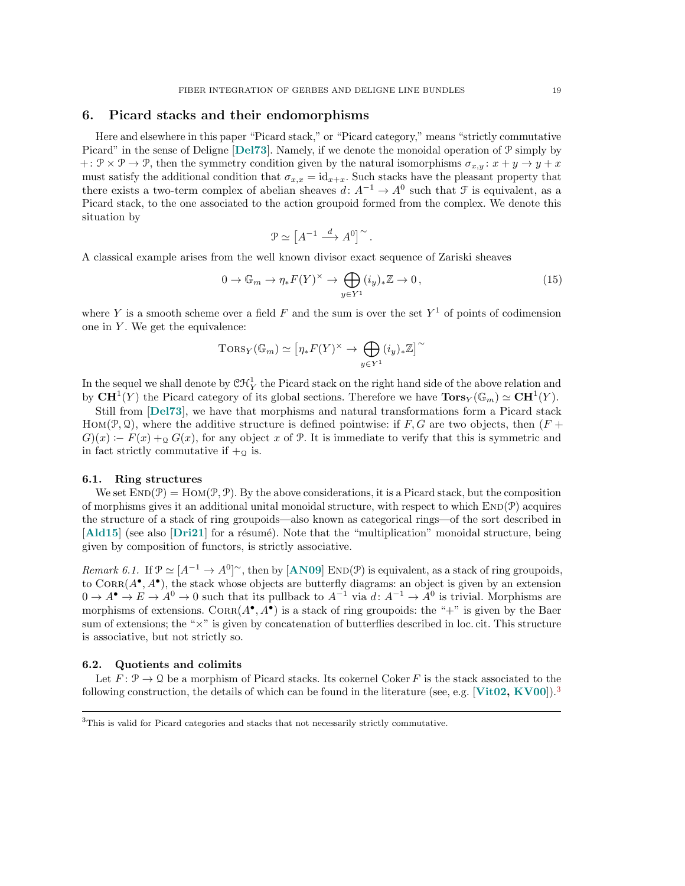# 6. Picard stacks and their endomorphisms

Here and elsewhere in this paper "Picard stack," or "Picard category," means "strictly commutative Picard" in the sense of Deligne [**Del73**]. Namely, if we denote the monoidal operation of $\mathcal{P}$ simply by $+\colon \mathcal{P}\times\mathcal{P}\to\mathcal{P}$, then the symmetry condition given by the natural isomorphisms $\sigma_{x,y}\colon x+y\to y+x$ must satisfy the additional condition that $\sigma_{x,x}=\mathrm{id}_{x+x}$. Such stacks have the pleasant property that there exists a two-term complex of abelian sheaves $d\colon A^{-1}\to A^0$ such that $\mathcal{F}$ is equivalent, as a Picard stack, to the one associated to the action groupoid formed from the complex. We denote this situation by

$$\mathcal{P}\simeq \left[A^{-1}\xrightarrow{\ d\ }A^0\right]^\sim .$$

A classical example arises from the well known divisor exact sequence of Zariski sheaves

$$0\to\mathbb{G}_m\to\eta_*F(Y)^\times\to\bigoplus_{y\in Y^1}(i_y)_*\mathbb{Z}\to 0\,, \tag{15}$$

where $Y$ is a smooth scheme over a field $F$ and the sum is over the set $Y^1$ of points of codimension one in $Y$. We get the equivalence:

$$\mathrm{T{\small ORS}}_Y(\mathbb{G}_m)\simeq\left[\eta_*F(Y)^\times\to\bigoplus_{y\in Y^1}(i_y)_*\mathbb{Z}\right]^\sim$$

In the sequel we shall denote by $\mathcal{CH}^1_Y$ the Picard stack on the right hand side of the above relation and by $\mathbf{CH}^1(Y)$ the Picard category of its global sections. Therefore we have $\mathbf{Tors}_Y(\mathbb{G}_m)\simeq\mathbf{CH}^1(Y)$.

Still from [**Del73**], we have that morphisms and natural transformations form a Picard stack $\mathrm{H{\small OM}}(\mathcal{P},\mathcal{Q})$, where the additive structure is defined pointwise: if $F,G$ are two objects, then $(F+G)(x):= F(x)+_{\mathcal{Q}}G(x)$, for any object $x$ of $\mathcal{P}$. It is immediate to verify that this is symmetric and in fact strictly commutative if $+_{\mathcal{Q}}$ is.

## 6.1. Ring structures

We set $\mathrm{E{\small ND}}(\mathcal{P})=\mathrm{H{\small OM}}(\mathcal{P},\mathcal{P})$. By the above considerations, it is a Picard stack, but the composition of morphisms gives it an additional unital monoidal structure, with respect to which $\mathrm{E{\small ND}}(\mathcal{P})$ acquires the structure of a stack of ring groupoids—also known as categorical rings—of the sort described in [**Ald15**] (see also [**Dri21**] for a résumé). Note that the "multiplication" monoidal structure, being given by composition of functors, is strictly associative.

*Remark 6.1.* If $\mathcal{P}\simeq[A^{-1}\to A^0]^\sim$, then by [**AN09**] $\mathrm{E{\small ND}}(\mathcal{P})$ is equivalent, as a stack of ring groupoids, to $\mathrm{C{\small ORR}}(A^\bullet,A^\bullet)$, the stack whose objects are butterfly diagrams: an object is given by an extension $0\to A^\bullet\to E\to A^0\to 0$ such that its pullback to $A^{-1}$ via $d\colon A^{-1}\to A^0$ is trivial. Morphisms are morphisms of extensions. $\mathrm{C{\small ORR}}(A^\bullet,A^\bullet)$ is a stack of ring groupoids: the "+" is given by the Baer sum of extensions; the "×" is given by concatenation of butterflies described in loc. cit. This structure is associative, but not strictly so.

## 6.2. Quotients and colimits

Let $F\colon\mathcal{P}\to\mathcal{Q}$ be a morphism of Picard stacks. Its cokernel $\operatorname{Coker}F$ is the stack associated to the following construction, the details of which can be found in the literature (see, e.g. [**Vit02, KV00**]).[3]

[3] This is valid for Picard categories and stacks that not necessarily strictly commutative.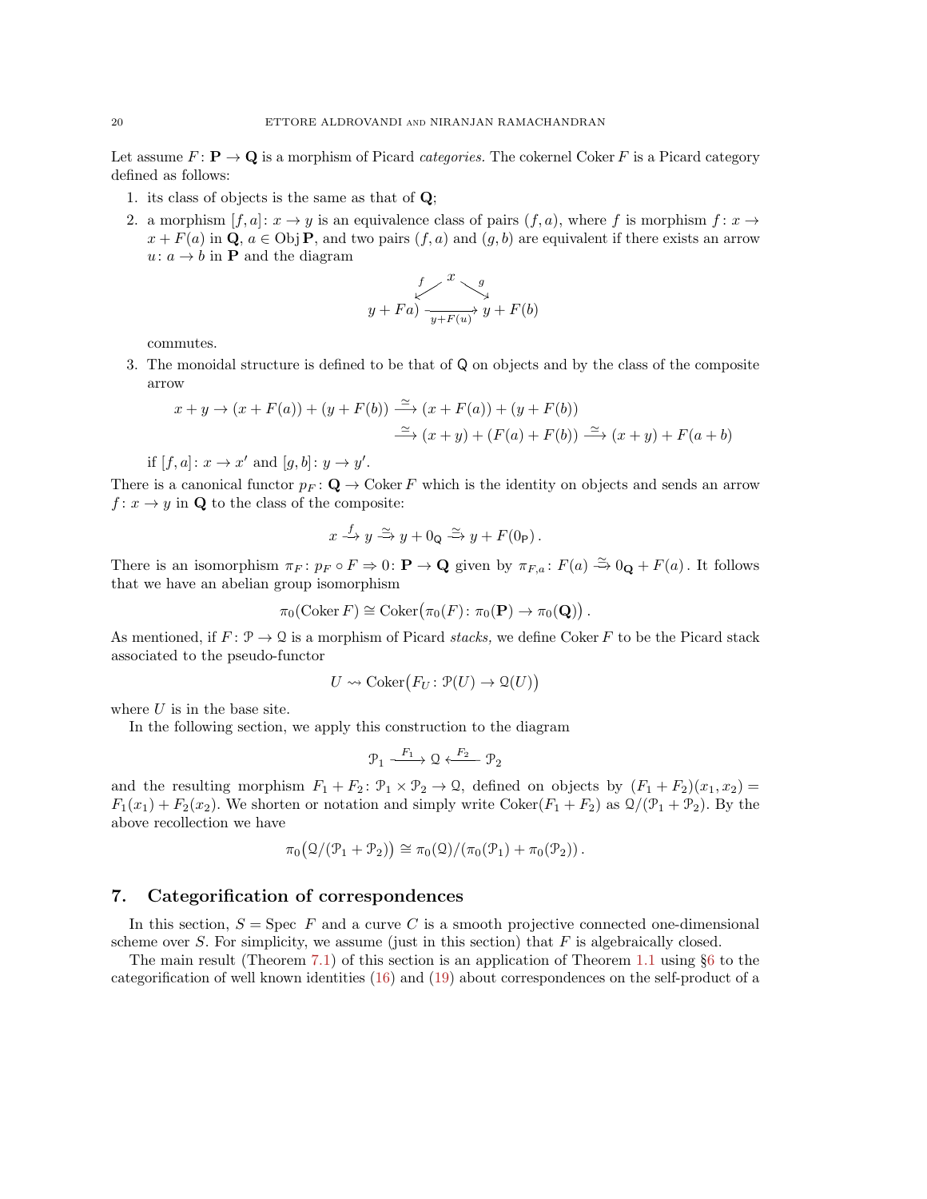Let assume $F\colon \mathbf{P} \to \mathbf{Q}$ is a morphism of Picard *categories.* The cokernel $\operatorname{Coker} F$ is a Picard category defined as follows:

1. its class of objects is the same as that of $\mathbf{Q}$;
2. a morphism $[f,a]\colon x \to y$ is an equivalence class of pairs $(f,a)$, where $f$ is morphism $f\colon x \to x + F(a)$ in $\mathbf{Q}$, $a \in \operatorname{Obj} \mathbf{P}$, and two pairs $(f,a)$ and $(g,b)$ are equivalent if there exists an arrow $u\colon a \to b$ in $\mathbf{P}$ and the diagram
$$\begin{array}{ccc} & x & \\ {}^{f}\swarrow & & \searrow^{g} \\ y + Fa) & \xrightarrow[y+F(u)]{} & y + F(b) \end{array}$$
commutes.
3. The monoidal structure is defined to be that of $\mathsf{Q}$ on objects and by the class of the composite arrow
$$\begin{aligned} x + y \to (x + F(a)) + (y + F(b)) &\xrightarrow{\simeq} (x + F(a)) + (y + F(b)) \\ &\xrightarrow{\simeq} (x+y) + (F(a) + F(b)) \xrightarrow{\simeq} (x+y) + F(a+b) \end{aligned}$$
if $[f,a]\colon x \to x'$ and $[g,b]\colon y \to y'$.

There is a canonical functor $p_F\colon \mathbf{Q} \to \operatorname{Coker} F$ which is the identity on objects and sends an arrow $f\colon x \to y$ in $\mathbf{Q}$ to the class of the composite:
$$x \xrightarrow{f} y \xrightarrow{\simeq} y + 0_{\mathsf{Q}} \xrightarrow{\simeq} y + F(0_{\mathsf{P}})\,.$$
There is an isomorphism $\pi_F\colon p_F \circ F \Rightarrow 0\colon \mathbf{P} \to \mathbf{Q}$ given by $\pi_{F,a}\colon F(a) \xrightarrow{\simeq} 0_{\mathbf{Q}} + F(a)$. It follows that we have an abelian group isomorphism
$$\pi_0(\operatorname{Coker} F) \cong \operatorname{Coker}\bigl(\pi_0(F)\colon \pi_0(\mathbf{P}) \to \pi_0(\mathbf{Q})\bigr)\,.$$
As mentioned, if $F\colon \mathcal{P} \to \mathcal{Q}$ is a morphism of Picard *stacks,* we define $\operatorname{Coker} F$ to be the Picard stack associated to the pseudo-functor
$$U \rightsquigarrow \operatorname{Coker}\bigl(F_U\colon \mathcal{P}(U) \to \mathcal{Q}(U)\bigr)$$
where $U$ is in the base site.

In the following section, we apply this construction to the diagram
$$\mathcal{P}_1 \xrightarrow{F_1} \mathcal{Q} \xleftarrow{F_2} \mathcal{P}_2$$
and the resulting morphism $F_1 + F_2\colon \mathcal{P}_1 \times \mathcal{P}_2 \to \mathcal{Q}$, defined on objects by $(F_1+F_2)(x_1,x_2) = F_1(x_1) + F_2(x_2)$. We shorten or notation and simply write $\operatorname{Coker}(F_1 + F_2)$ as $\mathcal{Q}/(\mathcal{P}_1 + \mathcal{P}_2)$. By the above recollection we have
$$\pi_0\bigl(\mathcal{Q}/(\mathcal{P}_1 + \mathcal{P}_2)\bigr) \cong \pi_0(\mathcal{Q})/(\pi_0(\mathcal{P}_1) + \pi_0(\mathcal{P}_2))\,.$$

## 7. Categorification of correspondences

In this section, $S = \operatorname{Spec}\ F$ and a curve $C$ is a smooth projective connected one-dimensional scheme over $S$. For simplicity, we assume (just in this section) that $F$ is algebraically closed.

The main result (Theorem 7.1) of this section is an application of Theorem 1.1 using §6 to the categorification of well known identities (16) and (19) about correspondences on the self-product of a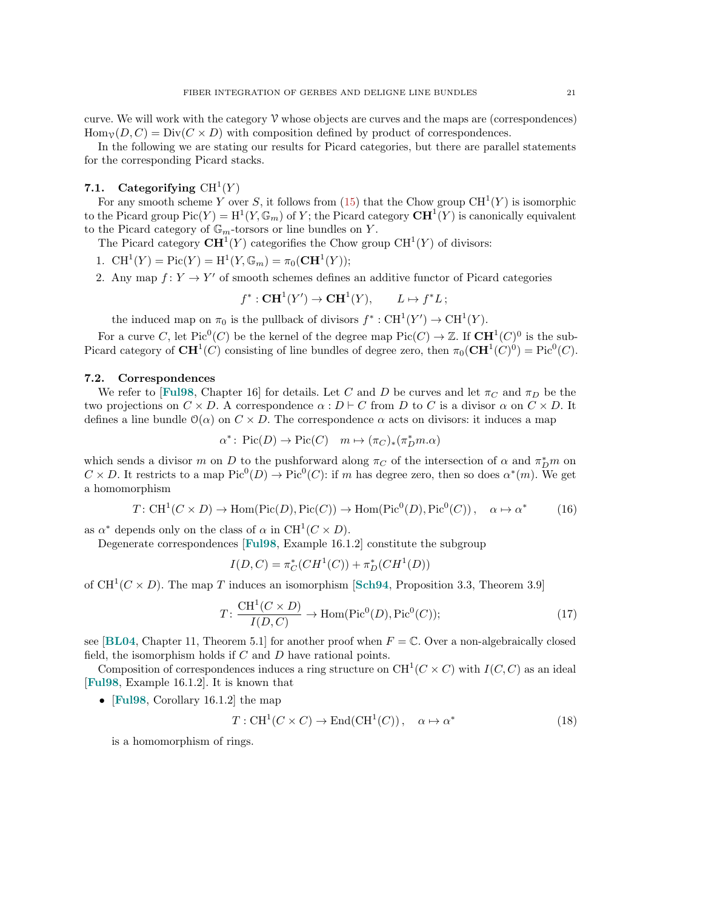curve. We will work with the category $\mathcal{V}$ whose objects are curves and the maps are (correspondences) $\mathrm{Hom}_{\mathcal{V}}(D, C) = \mathrm{Div}(C \times D)$ with composition defined by product of correspondences.

In the following we are stating our results for Picard categories, but there are parallel statements for the corresponding Picard stacks.

### 7.1. Categorifying $\mathrm{CH}^1(Y)$

For any smooth scheme $Y$ over $S$, it follows from (15) that the Chow group $\mathrm{CH}^1(Y)$ is isomorphic to the Picard group $\mathrm{Pic}(Y) = \mathrm{H}^1(Y, \mathbb{G}_m)$ of $Y$; the Picard category $\mathbf{CH}^1(Y)$ is canonically equivalent to the Picard category of $\mathbb{G}_m$-torsors or line bundles on $Y$.

The Picard category $\mathbf{CH}^1(Y)$ categorifies the Chow group $\mathrm{CH}^1(Y)$ of divisors:

1. $\mathrm{CH}^1(Y) = \mathrm{Pic}(Y) = \mathrm{H}^1(Y, \mathbb{G}_m) = \pi_0(\mathbf{CH}^1(Y))$;
2. Any map $f\colon Y \to Y'$ of smooth schemes defines an additive functor of Picard categories

$$f^* : \mathbf{CH}^1(Y') \to \mathbf{CH}^1(Y), \qquad L \mapsto f^* L\,;$$

   the induced map on $\pi_0$ is the pullback of divisors $f^* : \mathrm{CH}^1(Y') \to \mathrm{CH}^1(Y)$.

For a curve $C$, let $\mathrm{Pic}^0(C)$ be the kernel of the degree map $\mathrm{Pic}(C) \to \mathbb{Z}$. If $\mathbf{CH}^1(C)^0$ is the sub-Picard category of $\mathbf{CH}^1(C)$ consisting of line bundles of degree zero, then $\pi_0(\mathbf{CH}^1(C)^0) = \mathrm{Pic}^0(C)$.

### 7.2. Correspondences

We refer to [**Ful98**, Chapter 16] for details. Let $C$ and $D$ be curves and let $\pi_C$ and $\pi_D$ be the two projections on $C \times D$. A correspondence $\alpha : D \vdash C$ from $D$ to $C$ is a divisor $\alpha$ on $C \times D$. It defines a line bundle $\mathcal{O}(\alpha)$ on $C \times D$. The correspondence $\alpha$ acts on divisors: it induces a map

$$\alpha^* \colon \mathrm{Pic}(D) \to \mathrm{Pic}(C) \quad m \mapsto (\pi_C)_*(\pi_D^* m.\alpha)$$

which sends a divisor $m$ on $D$ to the pushforward along $\pi_C$ of the intersection of $\alpha$ and $\pi_D^* m$ on $C \times D$. It restricts to a map $\mathrm{Pic}^0(D) \to \mathrm{Pic}^0(C)$: if $m$ has degree zero, then so does $\alpha^*(m)$. We get a homomorphism

$$T\colon \mathrm{CH}^1(C \times D) \to \mathrm{Hom}(\mathrm{Pic}(D), \mathrm{Pic}(C)) \to \mathrm{Hom}(\mathrm{Pic}^0(D), \mathrm{Pic}^0(C))\,, \quad \alpha \mapsto \alpha^* \tag{16}$$

as $\alpha^*$ depends only on the class of $\alpha$ in $\mathrm{CH}^1(C \times D)$.

Degenerate correspondences [**Ful98**, Example 16.1.2] constitute the subgroup

$$I(D, C) = \pi_C^*(CH^1(C)) + \pi_D^*(CH^1(D))$$

of $\mathrm{CH}^1(C \times D)$. The map $T$ induces an isomorphism [**Sch94**, Proposition 3.3, Theorem 3.9]

$$T\colon \frac{\mathrm{CH}^1(C \times D)}{I(D, C)} \to \mathrm{Hom}(\mathrm{Pic}^0(D), \mathrm{Pic}^0(C)); \tag{17}$$

see [**BL04**, Chapter 11, Theorem 5.1] for another proof when $F = \mathbb{C}$. Over a non-algebraically closed field, the isomorphism holds if $C$ and $D$ have rational points.

Composition of correspondences induces a ring structure on $\mathrm{CH}^1(C \times C)$ with $I(C, C)$ as an ideal [**Ful98**, Example 16.1.2]. It is known that

- [**Ful98**, Corollary 16.1.2] the map

$$T : \mathrm{CH}^1(C \times C) \to \mathrm{End}(\mathrm{CH}^1(C))\,, \quad \alpha \mapsto \alpha^* \tag{18}$$

  is a homomorphism of rings.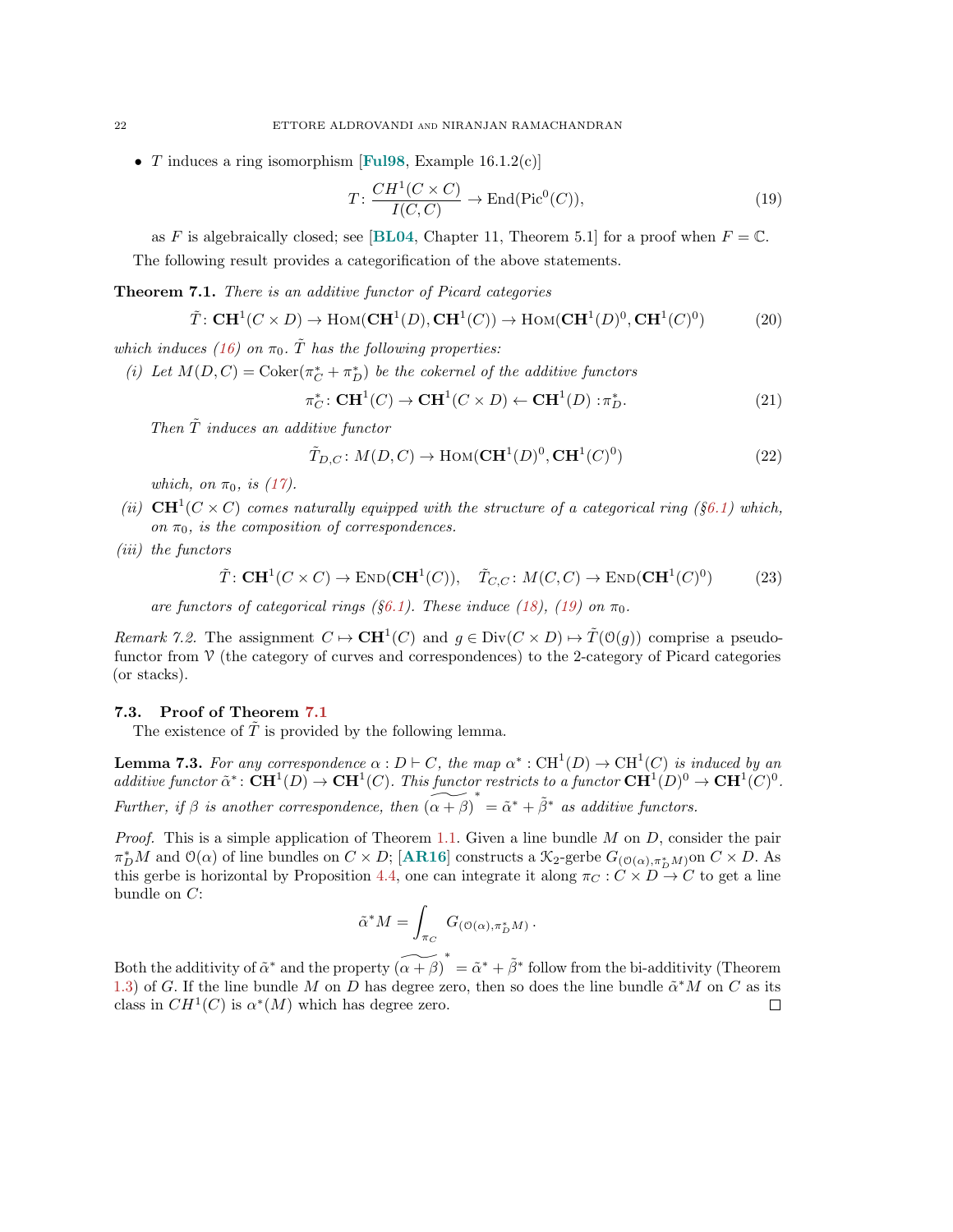- $T$ induces a ring isomorphism [**Ful98**, Example 16.1.2(c)]

$$T\colon \frac{CH^1(C\times C)}{I(C,C)} \to \operatorname{End}(\operatorname{Pic}^0(C)), \tag{19}$$

as $F$ is algebraically closed; see [**BL04**, Chapter 11, Theorem 5.1] for a proof when $F=\mathbb{C}$.

The following result provides a categorification of the above statements.

**Theorem 7.1.** *There is an additive functor of Picard categories*

$$\tilde{T}\colon \mathbf{CH}^1(C\times D) \to \operatorname{Hom}(\mathbf{CH}^1(D), \mathbf{CH}^1(C)) \to \operatorname{Hom}(\mathbf{CH}^1(D)^0, \mathbf{CH}^1(C)^0) \tag{20}$$

*which induces (16) on $\pi_0$. $\tilde{T}$ has the following properties:*

*(i) Let $M(D,C) = \operatorname{Coker}(\pi_C^* + \pi_D^*)$ be the cokernel of the additive functors*

$$\pi_C^*\colon \mathbf{CH}^1(C) \to \mathbf{CH}^1(C\times D) \leftarrow \mathbf{CH}^1(D) : \pi_D^*. \tag{21}$$

*Then $\tilde{T}$ induces an additive functor*

$$\tilde{T}_{D,C}\colon M(D,C) \to \operatorname{Hom}(\mathbf{CH}^1(D)^0, \mathbf{CH}^1(C)^0) \tag{22}$$

*which, on $\pi_0$, is (17).*

*(ii) $\mathbf{CH}^1(C\times C)$ comes naturally equipped with the structure of a categorical ring (§6.1) which, on $\pi_0$, is the composition of correspondences.*

*(iii) the functors*

$$\tilde{T}\colon \mathbf{CH}^1(C\times C) \to \operatorname{End}(\mathbf{CH}^1(C)), \quad \tilde{T}_{C,C}\colon M(C,C) \to \operatorname{End}(\mathbf{CH}^1(C)^0) \tag{23}$$

*are functors of categorical rings (§6.1). These induce (18), (19) on $\pi_0$.*

*Remark 7.2.* The assignment $C \mapsto \mathbf{CH}^1(C)$ and $g \in \operatorname{Div}(C\times D) \mapsto \tilde{T}(\mathcal{O}(g))$ comprise a pseudo-functor from $\mathcal{V}$ (the category of curves and correspondences) to the 2-category of Picard categories (or stacks).

### 7.3. Proof of Theorem 7.1

The existence of $\tilde{T}$ is provided by the following lemma.

**Lemma 7.3.** *For any correspondence $\alpha : D \vdash C$, the map $\alpha^* : \operatorname{CH}^1(D) \to \operatorname{CH}^1(C)$ is induced by an additive functor $\tilde{\alpha}^*\colon \mathbf{CH}^1(D) \to \mathbf{CH}^1(C)$. This functor restricts to a functor $\mathbf{CH}^1(D)^0 \to \mathbf{CH}^1(C)^0$. Further, if $\beta$ is another correspondence, then $\widetilde{(\alpha+\beta)}^* = \tilde{\alpha}^* + \tilde{\beta}^*$ as additive functors.*

*Proof.* This is a simple application of Theorem 1.1. Given a line bundle $M$ on $D$, consider the pair $\pi_D^* M$ and $\mathcal{O}(\alpha)$ of line bundles on $C\times D$; [**AR16**] constructs a $\mathcal{K}_2$-gerbe $G_{(\mathcal{O}(\alpha),\pi_D^*M)}$on $C\times D$. As this gerbe is horizontal by Proposition 4.4, one can integrate it along $\pi_C : C\times D \to C$ to get a line bundle on $C$:

$$\tilde{\alpha}^* M = \int_{\pi_C} G_{(\mathcal{O}(\alpha),\pi_D^*M)}\,.$$

Both the additivity of $\tilde{\alpha}^*$ and the property $\widetilde{(\alpha+\beta)}^* = \tilde{\alpha}^* + \tilde{\beta}^*$ follow from the bi-additivity (Theorem 1.3) of $G$. If the line bundle $M$ on $D$ has degree zero, then so does the line bundle $\tilde{\alpha}^* M$ on $C$ as its class in $CH^1(C)$ is $\alpha^*(M)$ which has degree zero. ∎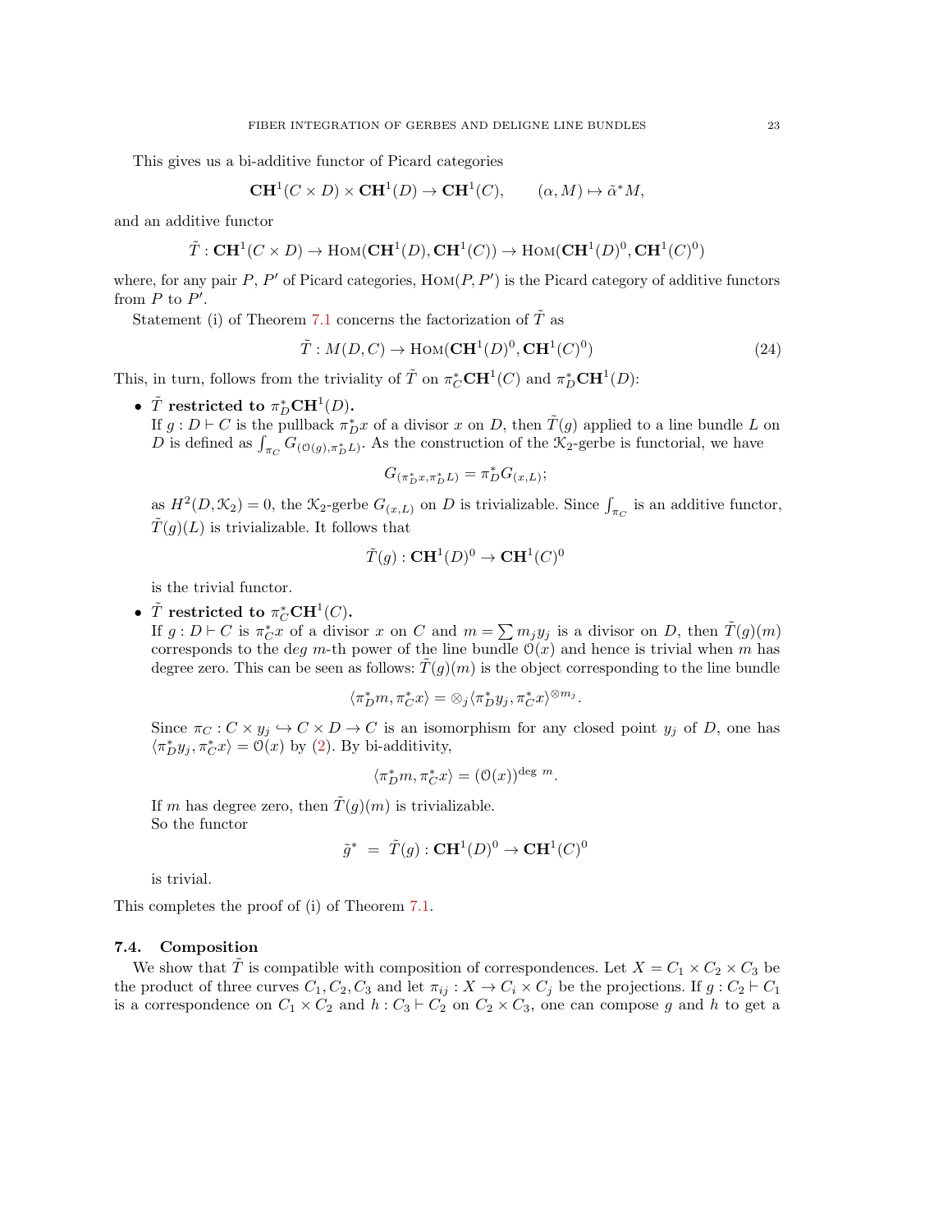This gives us a bi-additive functor of Picard categories

$$\mathbf{CH}^1(C \times D) \times \mathbf{CH}^1(D) \to \mathbf{CH}^1(C), \qquad (\alpha, M) \mapsto \tilde{\alpha}^* M,$$

and an additive functor

$$\tilde{T} : \mathbf{CH}^1(C \times D) \to \mathrm{Hom}(\mathbf{CH}^1(D), \mathbf{CH}^1(C)) \to \mathrm{Hom}(\mathbf{CH}^1(D)^0, \mathbf{CH}^1(C)^0)$$

where, for any pair $P$, $P'$ of Picard categories, $\mathrm{Hom}(P, P')$ is the Picard category of additive functors from $P$ to $P'$.

Statement (i) of Theorem 7.1 concerns the factorization of $\tilde{T}$ as

$$\tilde{T} : M(D, C) \to \mathrm{Hom}(\mathbf{CH}^1(D)^0, \mathbf{CH}^1(C)^0) \tag{24}$$

This, in turn, follows from the triviality of $\tilde{T}$ on $\pi_C^* \mathbf{CH}^1(C)$ and $\pi_D^* \mathbf{CH}^1(D)$:

- **$\tilde{T}$ restricted to $\pi_D^* \mathbf{CH}^1(D)$.**
  If $g : D \vdash C$ is the pullback $\pi_D^* x$ of a divisor $x$ on $D$, then $\tilde{T}(g)$ applied to a line bundle $L$ on $D$ is defined as $\int_{\pi_C} G_{(\mathcal{O}(g), \pi_D^* L)}$. As the construction of the $\mathcal{K}_2$-gerbe is functorial, we have

  $$G_{(\pi_D^* x, \pi_D^* L)} = \pi_D^* G_{(x,L)};$$

  as $H^2(D, \mathcal{K}_2) = 0$, the $\mathcal{K}_2$-gerbe $G_{(x,L)}$ on $D$ is trivializable. Since $\int_{\pi_C}$ is an additive functor, $\tilde{T}(g)(L)$ is trivializable. It follows that

  $$\tilde{T}(g) : \mathbf{CH}^1(D)^0 \to \mathbf{CH}^1(C)^0$$

  is the trivial functor.

- **$\tilde{T}$ restricted to $\pi_C^* \mathbf{CH}^1(C)$.**
  If $g : D \vdash C$ is $\pi_C^* x$ of a divisor $x$ on $C$ and $m = \sum m_j y_j$ is a divisor on $D$, then $\tilde{T}(g)(m)$ corresponds to the $deg\ m$-th power of the line bundle $\mathcal{O}(x)$ and hence is trivial when $m$ has degree zero. This can be seen as follows: $\tilde{T}(g)(m)$ is the object corresponding to the line bundle

  $$\langle \pi_D^* m, \pi_C^* x \rangle = \otimes_j \langle \pi_D^* y_j, \pi_C^* x \rangle^{\otimes m_j}.$$

  Since $\pi_C : C \times y_j \hookrightarrow C \times D \to C$ is an isomorphism for any closed point $y_j$ of $D$, one has $\langle \pi_D^* y_j, \pi_C^* x \rangle = \mathcal{O}(x)$ by (2). By bi-additivity,

  $$\langle \pi_D^* m, \pi_C^* x \rangle = (\mathcal{O}(x))^{\deg\ m}.$$

  If $m$ has degree zero, then $\tilde{T}(g)(m)$ is trivializable.
  So the functor

  $$\tilde{g}^* \ = \ \tilde{T}(g) : \mathbf{CH}^1(D)^0 \to \mathbf{CH}^1(C)^0$$

  is trivial.

This completes the proof of (i) of Theorem 7.1.

### 7.4. Composition

We show that $\tilde{T}$ is compatible with composition of correspondences. Let $X = C_1 \times C_2 \times C_3$ be the product of three curves $C_1, C_2, C_3$ and let $\pi_{ij} : X \to C_i \times C_j$ be the projections. If $g : C_2 \vdash C_1$ is a correspondence on $C_1 \times C_2$ and $h : C_3 \vdash C_2$ on $C_2 \times C_3$, one can compose $g$ and $h$ to get a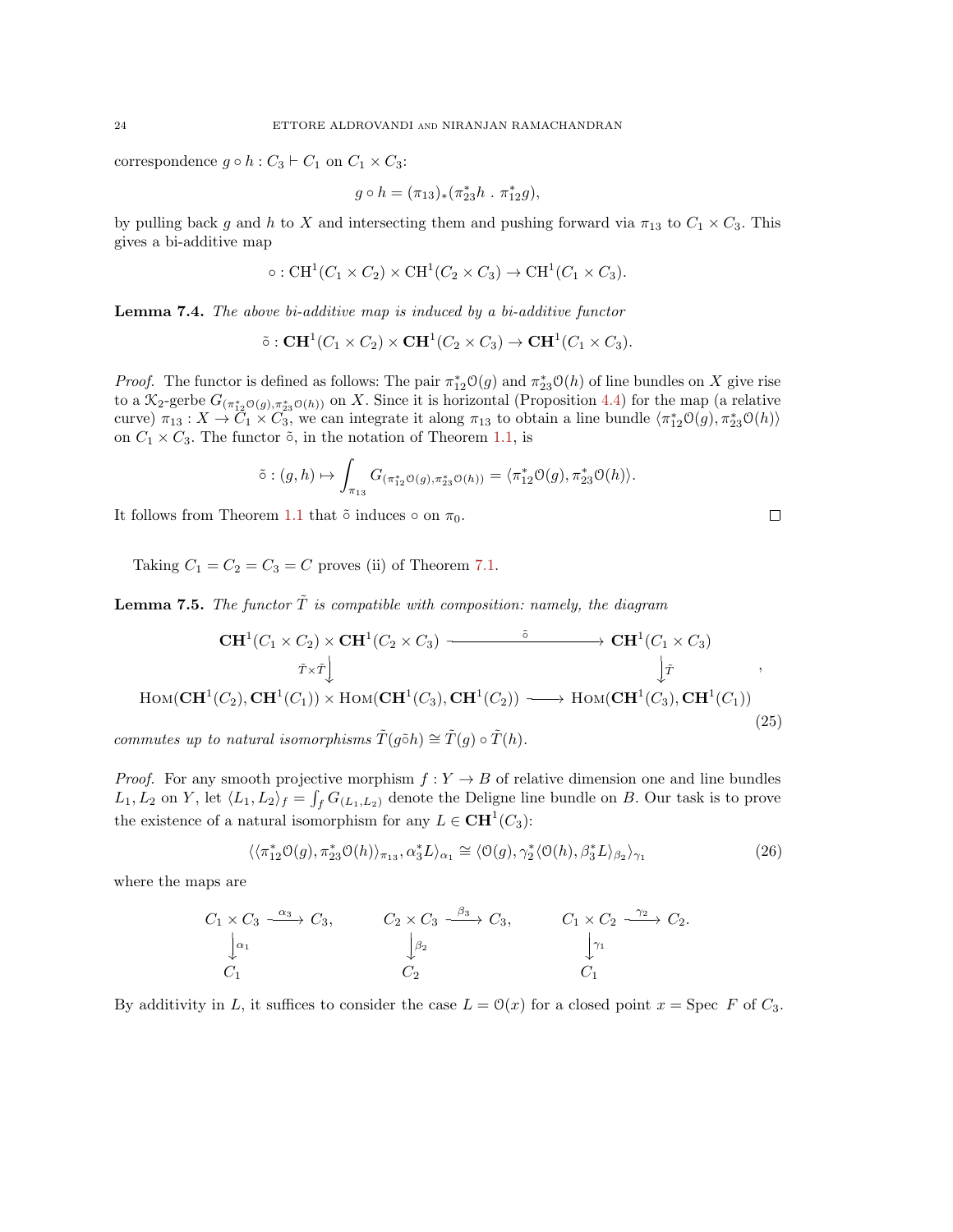correspondence $g \circ h : C_3 \vdash C_1$ on $C_1 \times C_3$:

$$g \circ h = (\pi_{13})_*(\pi_{23}^* h \,.\, \pi_{12}^* g),$$

by pulling back $g$ and $h$ to $X$ and intersecting them and pushing forward via $\pi_{13}$ to $C_1 \times C_3$. This gives a bi-additive map

$$\circ : \mathrm{CH}^1(C_1 \times C_2) \times \mathrm{CH}^1(C_2 \times C_3) \to \mathrm{CH}^1(C_1 \times C_3).$$

**Lemma 7.4.** *The above bi-additive map is induced by a bi-additive functor*

$$\tilde{\circ} : \mathbf{CH}^1(C_1 \times C_2) \times \mathbf{CH}^1(C_2 \times C_3) \to \mathbf{CH}^1(C_1 \times C_3).$$

*Proof.* The functor is defined as follows: The pair $\pi_{12}^* \mathcal{O}(g)$ and $\pi_{23}^* \mathcal{O}(h)$ of line bundles on $X$ give rise to a $\mathcal{K}_2$-gerbe $G_{(\pi_{12}^* \mathcal{O}(g), \pi_{23}^* \mathcal{O}(h))}$ on $X$. Since it is horizontal (Proposition 4.4) for the map (a relative curve) $\pi_{13} : X \to C_1 \times C_3$, we can integrate it along $\pi_{13}$ to obtain a line bundle $\langle \pi_{12}^* \mathcal{O}(g), \pi_{23}^* \mathcal{O}(h) \rangle$ on $C_1 \times C_3$. The functor $\tilde{\circ}$, in the notation of Theorem 1.1, is

$$\tilde{\circ} : (g, h) \mapsto \int_{\pi_{13}} G_{(\pi_{12}^* \mathcal{O}(g), \pi_{23}^* \mathcal{O}(h))} = \langle \pi_{12}^* \mathcal{O}(g), \pi_{23}^* \mathcal{O}(h) \rangle.$$

It follows from Theorem 1.1 that $\tilde{\circ}$ induces $\circ$ on $\pi_0$. $\square$

Taking $C_1 = C_2 = C_3 = C$ proves (ii) of Theorem 7.1.

**Lemma 7.5.** *The functor $\tilde{T}$ is compatible with composition: namely, the diagram*

$$\begin{array}{ccc}
\mathbf{CH}^1(C_1 \times C_2) \times \mathbf{CH}^1(C_2 \times C_3) & \xrightarrow{\quad \tilde{\circ} \quad} & \mathbf{CH}^1(C_1 \times C_3) \\
\Big\downarrow {\scriptstyle \tilde{T} \times \tilde{T}} & & \Big\downarrow {\scriptstyle \tilde{T}} \\
\mathrm{Hom}(\mathbf{CH}^1(C_2), \mathbf{CH}^1(C_1)) \times \mathrm{Hom}(\mathbf{CH}^1(C_3), \mathbf{CH}^1(C_2)) & \longrightarrow & \mathrm{Hom}(\mathbf{CH}^1(C_3), \mathbf{CH}^1(C_1))
\end{array}, \tag{25}$$

*commutes up to natural isomorphisms $\tilde{T}(g \tilde{\circ} h) \cong \tilde{T}(g) \circ \tilde{T}(h)$.*

*Proof.* For any smooth projective morphism $f : Y \to B$ of relative dimension one and line bundles $L_1, L_2$ on $Y$, let $\langle L_1, L_2 \rangle_f = \int_f G_{(L_1, L_2)}$ denote the Deligne line bundle on $B$. Our task is to prove the existence of a natural isomorphism for any $L \in \mathbf{CH}^1(C_3)$:

$$\langle \langle \pi_{12}^* \mathcal{O}(g), \pi_{23}^* \mathcal{O}(h) \rangle_{\pi_{13}}, \alpha_3^* L \rangle_{\alpha_1} \cong \langle \mathcal{O}(g), \gamma_2^* \langle \mathcal{O}(h), \beta_3^* L \rangle_{\beta_2} \rangle_{\gamma_1} \tag{26}$$

where the maps are

$$\begin{array}{ccc}
C_1 \times C_3 & \xrightarrow{\alpha_3} & C_3, \\
\Big\downarrow {\scriptstyle \alpha_1} & & \\
C_1 & &
\end{array}
\qquad
\begin{array}{ccc}
C_2 \times C_3 & \xrightarrow{\beta_3} & C_3, \\
\Big\downarrow {\scriptstyle \beta_2} & & \\
C_2 & &
\end{array}
\qquad
\begin{array}{ccc}
C_1 \times C_2 & \xrightarrow{\gamma_2} & C_2. \\
\Big\downarrow {\scriptstyle \gamma_1} & & \\
C_1 & &
\end{array}$$

By additivity in $L$, it suffices to consider the case $L = \mathcal{O}(x)$ for a closed point $x = \operatorname{Spec} F$ of $C_3$.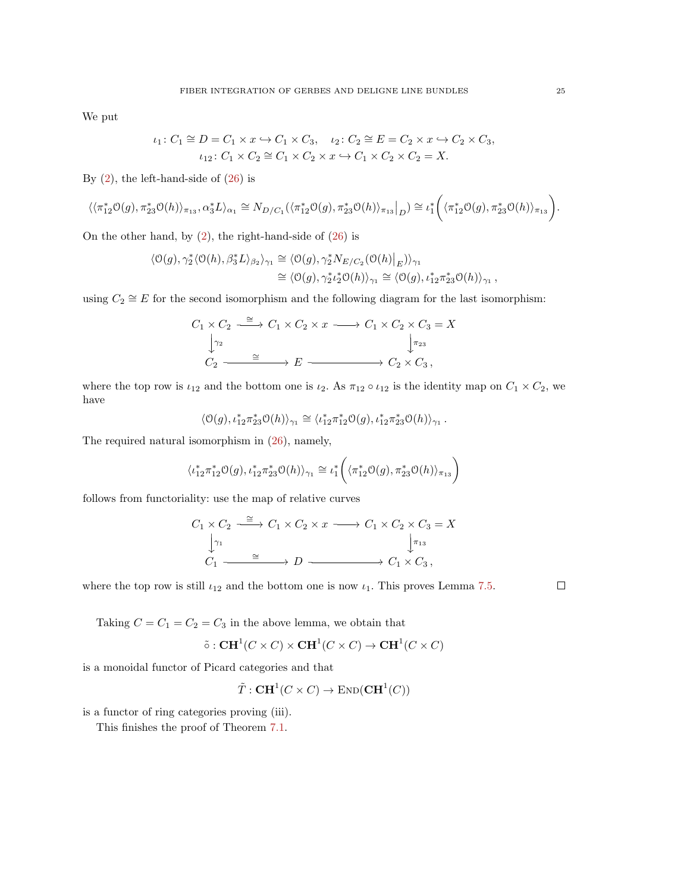We put

$$\iota_1\colon C_1 \cong D = C_1 \times x \hookrightarrow C_1 \times C_3, \quad \iota_2\colon C_2 \cong E = C_2 \times x \hookrightarrow C_2 \times C_3,$$
$$\iota_{12}\colon C_1 \times C_2 \cong C_1 \times C_2 \times x \hookrightarrow C_1 \times C_2 \times C_2 = X.$$

By (2), the left-hand-side of (26) is

$$\langle \langle \pi_{12}^* \mathcal{O}(g), \pi_{23}^* \mathcal{O}(h) \rangle_{\pi_{13}}, \alpha_3^* L \rangle_{\alpha_1} \cong N_{D/C_1}(\langle \pi_{12}^* \mathcal{O}(g), \pi_{23}^* \mathcal{O}(h) \rangle_{\pi_{13}}\big|_D) \cong \iota_1^* \Big( \langle \pi_{12}^* \mathcal{O}(g), \pi_{23}^* \mathcal{O}(h) \rangle_{\pi_{13}} \Big).$$

On the other hand, by (2), the right-hand-side of (26) is

$$\begin{aligned}\langle \mathcal{O}(g), \gamma_2^* \langle \mathcal{O}(h), \beta_3^* L \rangle_{\beta_2} \rangle_{\gamma_1} &\cong \langle \mathcal{O}(g), \gamma_2^* N_{E/C_2}(\mathcal{O}(h)\big|_E) \rangle_{\gamma_1} \\ &\cong \langle \mathcal{O}(g), \gamma_2^* \iota_2^* \mathcal{O}(h) \rangle_{\gamma_1} \cong \langle \mathcal{O}(g), \iota_{12}^* \pi_{23}^* \mathcal{O}(h) \rangle_{\gamma_1}\,,\end{aligned}$$

using $C_2 \cong E$ for the second isomorphism and the following diagram for the last isomorphism:

$$\begin{array}{ccccc} C_1 \times C_2 & \xrightarrow{\cong} & C_1 \times C_2 \times x & \longrightarrow & C_1 \times C_2 \times C_3 = X \\ \big\downarrow{\scriptstyle \gamma_2} & & & & \big\downarrow{\scriptstyle \pi_{23}} \\ C_2 & \xrightarrow{\cong} & E & \longrightarrow & C_2 \times C_3\,, \end{array}$$

where the top row is $\iota_{12}$ and the bottom one is $\iota_2$. As $\pi_{12} \circ \iota_{12}$ is the identity map on $C_1 \times C_2$, we have

$$\langle \mathcal{O}(g), \iota_{12}^* \pi_{23}^* \mathcal{O}(h) \rangle_{\gamma_1} \cong \langle \iota_{12}^* \pi_{12}^* \mathcal{O}(g), \iota_{12}^* \pi_{23}^* \mathcal{O}(h) \rangle_{\gamma_1}\,.$$

The required natural isomorphism in (26), namely,

$$\langle \iota_{12}^* \pi_{12}^* \mathcal{O}(g), \iota_{12}^* \pi_{23}^* \mathcal{O}(h) \rangle_{\gamma_1} \cong \iota_1^* \Big( \langle \pi_{12}^* \mathcal{O}(g), \pi_{23}^* \mathcal{O}(h) \rangle_{\pi_{13}} \Big)$$

follows from functoriality: use the map of relative curves

$$\begin{array}{ccccc} C_1 \times C_2 & \xrightarrow{\cong} & C_1 \times C_2 \times x & \longrightarrow & C_1 \times C_2 \times C_3 = X \\ \big\downarrow{\scriptstyle \gamma_1} & & & & \big\downarrow{\scriptstyle \pi_{13}} \\ C_1 & \xrightarrow{\cong} & D & \longrightarrow & C_1 \times C_3\,, \end{array}$$

where the top row is still $\iota_{12}$ and the bottom one is now $\iota_1$. This proves Lemma 7.5. ∎

Taking $C = C_1 = C_2 = C_3$ in the above lemma, we obtain that

$$\tilde{\circ} : \mathbf{CH}^1(C \times C) \times \mathbf{CH}^1(C \times C) \to \mathbf{CH}^1(C \times C)$$

is a monoidal functor of Picard categories and that

$$\tilde{T} : \mathbf{CH}^1(C \times C) \to \mathrm{End}(\mathbf{CH}^1(C))$$

is a functor of ring categories proving (iii).

This finishes the proof of Theorem 7.1.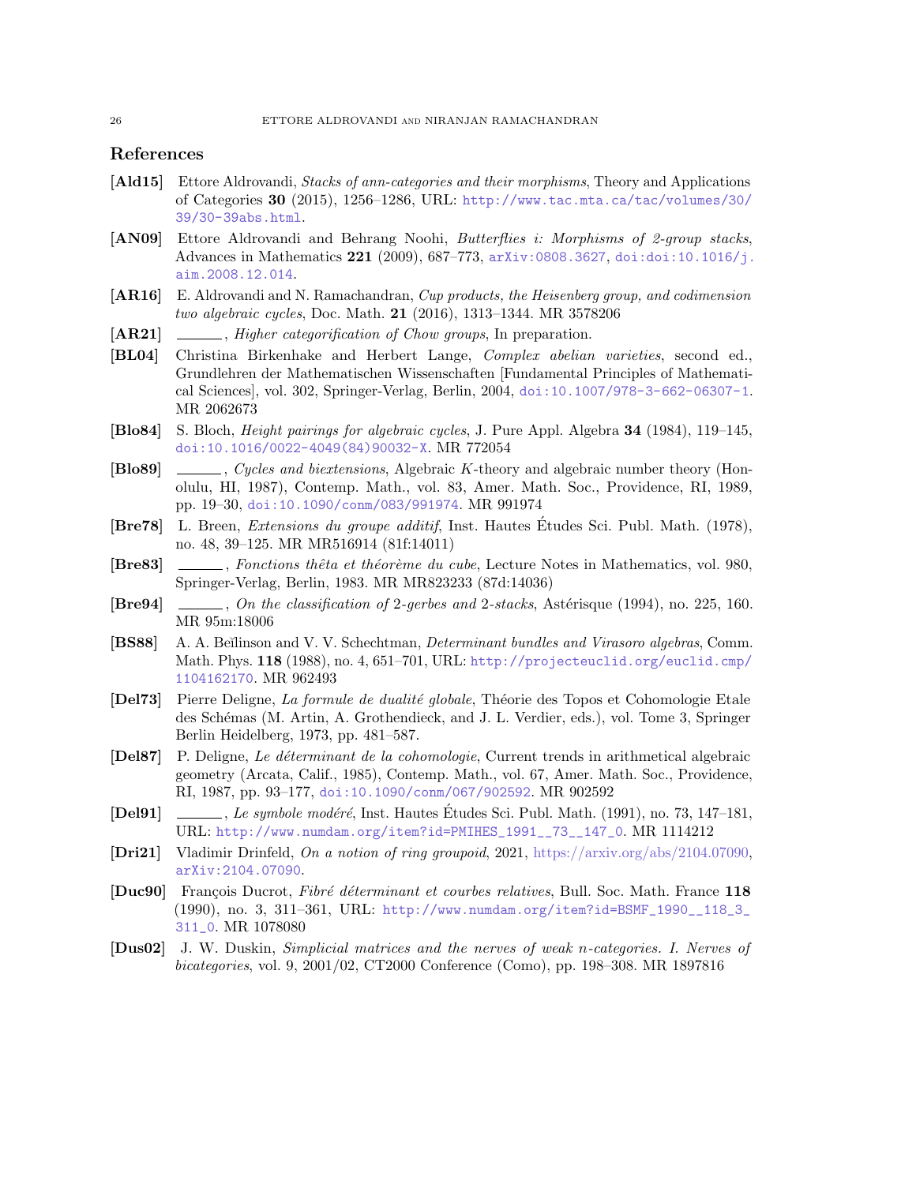## References

**[Ald15]** Ettore Aldrovandi, *Stacks of ann-categories and their morphisms*, Theory and Applications of Categories **30** (2015), 1256–1286, URL: http://www.tac.mta.ca/tac/volumes/30/39/30-39abs.html.

**[AN09]** Ettore Aldrovandi and Behrang Noohi, *Butterflies i: Morphisms of 2-group stacks*, Advances in Mathematics **221** (2009), 687–773, arXiv:0808.3627, doi:doi:10.1016/j.aim.2008.12.014.

**[AR16]** E. Aldrovandi and N. Ramachandran, *Cup products, the Heisenberg group, and codimension two algebraic cycles*, Doc. Math. **21** (2016), 1313–1344. MR 3578206

**[AR21]** ______, *Higher categorification of Chow groups*, In preparation.

**[BL04]** Christina Birkenhake and Herbert Lange, *Complex abelian varieties*, second ed., Grundlehren der Mathematischen Wissenschaften [Fundamental Principles of Mathematical Sciences], vol. 302, Springer-Verlag, Berlin, 2004, doi:10.1007/978-3-662-06307-1. MR 2062673

**[Blo84]** S. Bloch, *Height pairings for algebraic cycles*, J. Pure Appl. Algebra **34** (1984), 119–145, doi:10.1016/0022-4049(84)90032-X. MR 772054

**[Blo89]** ______, *Cycles and biextensions*, Algebraic $K$-theory and algebraic number theory (Honolulu, HI, 1987), Contemp. Math., vol. 83, Amer. Math. Soc., Providence, RI, 1989, pp. 19–30, doi:10.1090/conm/083/991974. MR 991974

**[Bre78]** L. Breen, *Extensions du groupe additif*, Inst. Hautes Études Sci. Publ. Math. (1978), no. 48, 39–125. MR MR516914 (81f:14011)

**[Bre83]** ______, *Fonctions thêta et théorème du cube*, Lecture Notes in Mathematics, vol. 980, Springer-Verlag, Berlin, 1983. MR MR823233 (87d:14036)

**[Bre94]** ______, *On the classification of 2-gerbes and 2-stacks*, Astérisque (1994), no. 225, 160. MR 95m:18006

**[BS88]** A. A. Beĭlinson and V. V. Schechtman, *Determinant bundles and Virasoro algebras*, Comm. Math. Phys. **118** (1988), no. 4, 651–701, URL: http://projecteuclid.org/euclid.cmp/1104162170. MR 962493

**[Del73]** Pierre Deligne, *La formule de dualité globale*, Théorie des Topos et Cohomologie Etale des Schémas (M. Artin, A. Grothendieck, and J. L. Verdier, eds.), vol. Tome 3, Springer Berlin Heidelberg, 1973, pp. 481–587.

**[Del87]** P. Deligne, *Le déterminant de la cohomologie*, Current trends in arithmetical algebraic geometry (Arcata, Calif., 1985), Contemp. Math., vol. 67, Amer. Math. Soc., Providence, RI, 1987, pp. 93–177, doi:10.1090/conm/067/902592. MR 902592

**[Del91]** ______, *Le symbole modéré*, Inst. Hautes Études Sci. Publ. Math. (1991), no. 73, 147–181, URL: http://www.numdam.org/item?id=PMIHES_1991__73__147_0. MR 1114212

**[Dri21]** Vladimir Drinfeld, *On a notion of ring groupoid*, 2021, https://arxiv.org/abs/2104.07090, arXiv:2104.07090.

**[Duc90]** François Ducrot, *Fibré déterminant et courbes relatives*, Bull. Soc. Math. France **118** (1990), no. 3, 311–361, URL: http://www.numdam.org/item?id=BSMF_1990__118_3_311_0. MR 1078080

**[Dus02]** J. W. Duskin, *Simplicial matrices and the nerves of weak n-categories. I. Nerves of bicategories*, vol. 9, 2001/02, CT2000 Conference (Como), pp. 198–308. MR 1897816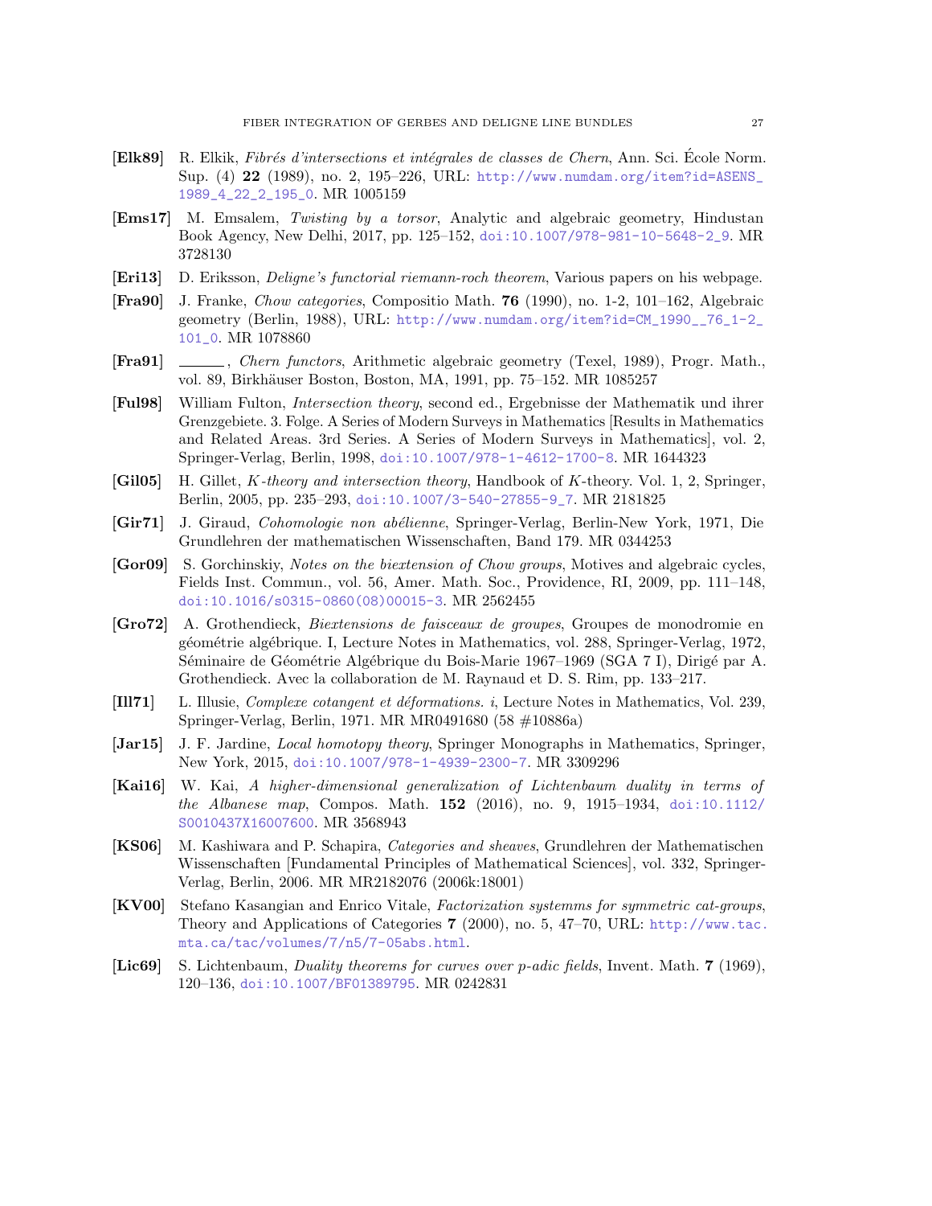**[Elk89]** R. Elkik, *Fibrés d'intersections et intégrales de classes de Chern*, Ann. Sci. École Norm. Sup. (4) **22** (1989), no. 2, 195–226, URL: http://www.numdam.org/item?id=ASENS_1989_4_22_2_195_0. MR 1005159

**[Ems17]** M. Emsalem, *Twisting by a torsor*, Analytic and algebraic geometry, Hindustan Book Agency, New Delhi, 2017, pp. 125–152, doi:10.1007/978-981-10-5648-2_9. MR 3728130

**[Eri13]** D. Eriksson, *Deligne's functorial riemann-roch theorem*, Various papers on his webpage.

**[Fra90]** J. Franke, *Chow categories*, Compositio Math. **76** (1990), no. 1-2, 101–162, Algebraic geometry (Berlin, 1988), URL: http://www.numdam.org/item?id=CM_1990__76_1-2_101_0. MR 1078860

**[Fra91]** ______, *Chern functors*, Arithmetic algebraic geometry (Texel, 1989), Progr. Math., vol. 89, Birkhäuser Boston, Boston, MA, 1991, pp. 75–152. MR 1085257

**[Ful98]** William Fulton, *Intersection theory*, second ed., Ergebnisse der Mathematik und ihrer Grenzgebiete. 3. Folge. A Series of Modern Surveys in Mathematics [Results in Mathematics and Related Areas. 3rd Series. A Series of Modern Surveys in Mathematics], vol. 2, Springer-Verlag, Berlin, 1998, doi:10.1007/978-1-4612-1700-8. MR 1644323

**[Gil05]** H. Gillet, *K-theory and intersection theory*, Handbook of $K$-theory. Vol. 1, 2, Springer, Berlin, 2005, pp. 235–293, doi:10.1007/3-540-27855-9_7. MR 2181825

**[Gir71]** J. Giraud, *Cohomologie non abélienne*, Springer-Verlag, Berlin-New York, 1971, Die Grundlehren der mathematischen Wissenschaften, Band 179. MR 0344253

**[Gor09]** S. Gorchinskiy, *Notes on the biextension of Chow groups*, Motives and algebraic cycles, Fields Inst. Commun., vol. 56, Amer. Math. Soc., Providence, RI, 2009, pp. 111–148, doi:10.1016/s0315-0860(08)00015-3. MR 2562455

**[Gro72]** A. Grothendieck, *Biextensions de faisceaux de groupes*, Groupes de monodromie en géométrie algébrique. I, Lecture Notes in Mathematics, vol. 288, Springer-Verlag, 1972, Séminaire de Géométrie Algébrique du Bois-Marie 1967–1969 (SGA 7 I), Dirigé par A. Grothendieck. Avec la collaboration de M. Raynaud et D. S. Rim, pp. 133–217.

**[Ill71]** L. Illusie, *Complexe cotangent et déformations. i*, Lecture Notes in Mathematics, Vol. 239, Springer-Verlag, Berlin, 1971. MR MR0491680 (58 #10886a)

**[Jar15]** J. F. Jardine, *Local homotopy theory*, Springer Monographs in Mathematics, Springer, New York, 2015, doi:10.1007/978-1-4939-2300-7. MR 3309296

**[Kai16]** W. Kai, *A higher-dimensional generalization of Lichtenbaum duality in terms of the Albanese map*, Compos. Math. **152** (2016), no. 9, 1915–1934, doi:10.1112/S0010437X16007600. MR 3568943

**[KS06]** M. Kashiwara and P. Schapira, *Categories and sheaves*, Grundlehren der Mathematischen Wissenschaften [Fundamental Principles of Mathematical Sciences], vol. 332, Springer-Verlag, Berlin, 2006. MR MR2182076 (2006k:18001)

**[KV00]** Stefano Kasangian and Enrico Vitale, *Factorization systemms for symmetric cat-groups*, Theory and Applications of Categories **7** (2000), no. 5, 47–70, URL: http://www.tac.mta.ca/tac/volumes/7/n5/7-05abs.html.

**[Lic69]** S. Lichtenbaum, *Duality theorems for curves over p-adic fields*, Invent. Math. **7** (1969), 120–136, doi:10.1007/BF01389795. MR 0242831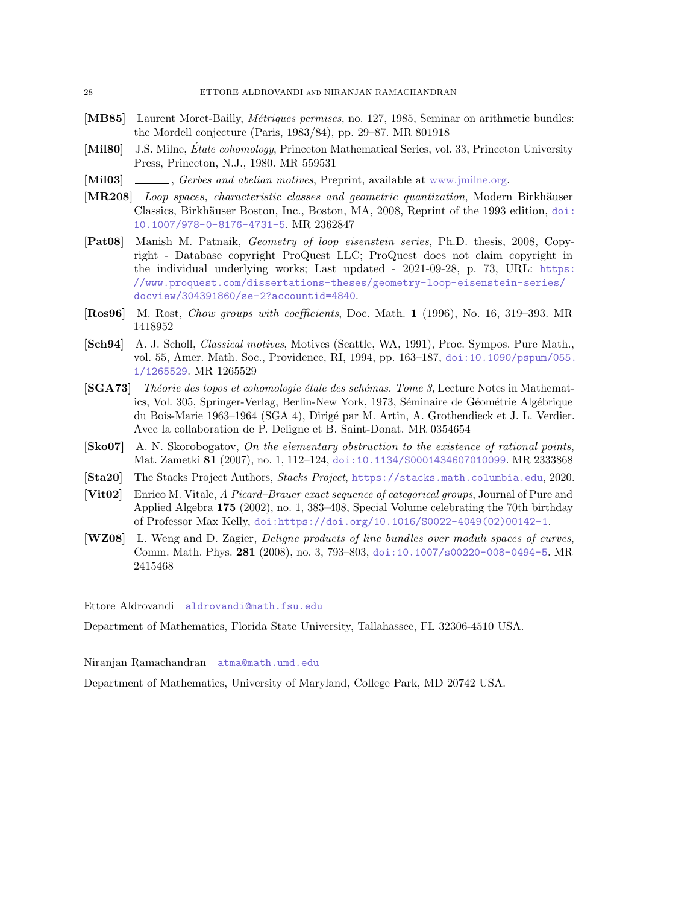- **[MB85]** Laurent Moret-Bailly, *Métriques permises*, no. 127, 1985, Seminar on arithmetic bundles: the Mordell conjecture (Paris, 1983/84), pp. 29–87. MR 801918
- **[Mil80]** J.S. Milne, *Étale cohomology*, Princeton Mathematical Series, vol. 33, Princeton University Press, Princeton, N.J., 1980. MR 559531
- **[Mil03]** ______, *Gerbes and abelian motives*, Preprint, available at www.jmilne.org.
- **[MR208]** *Loop spaces, characteristic classes and geometric quantization*, Modern Birkhäuser Classics, Birkhäuser Boston, Inc., Boston, MA, 2008, Reprint of the 1993 edition, doi:10.1007/978-0-8176-4731-5. MR 2362847
- **[Pat08]** Manish M. Patnaik, *Geometry of loop eisenstein series*, Ph.D. thesis, 2008, Copyright - Database copyright ProQuest LLC; ProQuest does not claim copyright in the individual underlying works; Last updated - 2021-09-28, p. 73, URL: https://www.proquest.com/dissertations-theses/geometry-loop-eisenstein-series/docview/304391860/se-2?accountid=4840.
- **[Ros96]** M. Rost, *Chow groups with coefficients*, Doc. Math. **1** (1996), No. 16, 319–393. MR 1418952
- **[Sch94]** A. J. Scholl, *Classical motives*, Motives (Seattle, WA, 1991), Proc. Sympos. Pure Math., vol. 55, Amer. Math. Soc., Providence, RI, 1994, pp. 163–187, doi:10.1090/pspum/055.1/1265529. MR 1265529
- **[SGA73]** *Théorie des topos et cohomologie étale des schémas. Tome 3*, Lecture Notes in Mathematics, Vol. 305, Springer-Verlag, Berlin-New York, 1973, Séminaire de Géométrie Algébrique du Bois-Marie 1963–1964 (SGA 4), Dirigé par M. Artin, A. Grothendieck et J. L. Verdier. Avec la collaboration de P. Deligne et B. Saint-Donat. MR 0354654
- **[Sko07]** A. N. Skorobogatov, *On the elementary obstruction to the existence of rational points*, Mat. Zametki **81** (2007), no. 1, 112–124, doi:10.1134/S0001434607010099. MR 2333868
- **[Sta20]** The Stacks Project Authors, *Stacks Project*, https://stacks.math.columbia.edu, 2020.
- **[Vit02]** Enrico M. Vitale, *A Picard–Brauer exact sequence of categorical groups*, Journal of Pure and Applied Algebra **175** (2002), no. 1, 383–408, Special Volume celebrating the 70th birthday of Professor Max Kelly, doi:https://doi.org/10.1016/S0022-4049(02)00142-1.
- **[WZ08]** L. Weng and D. Zagier, *Deligne products of line bundles over moduli spaces of curves*, Comm. Math. Phys. **281** (2008), no. 3, 793–803, doi:10.1007/s00220-008-0494-5. MR 2415468

Ettore Aldrovandi aldrovandi@math.fsu.edu

Department of Mathematics, Florida State University, Tallahassee, FL 32306-4510 USA.

Niranjan Ramachandran atma@math.umd.edu

Department of Mathematics, University of Maryland, College Park, MD 20742 USA.